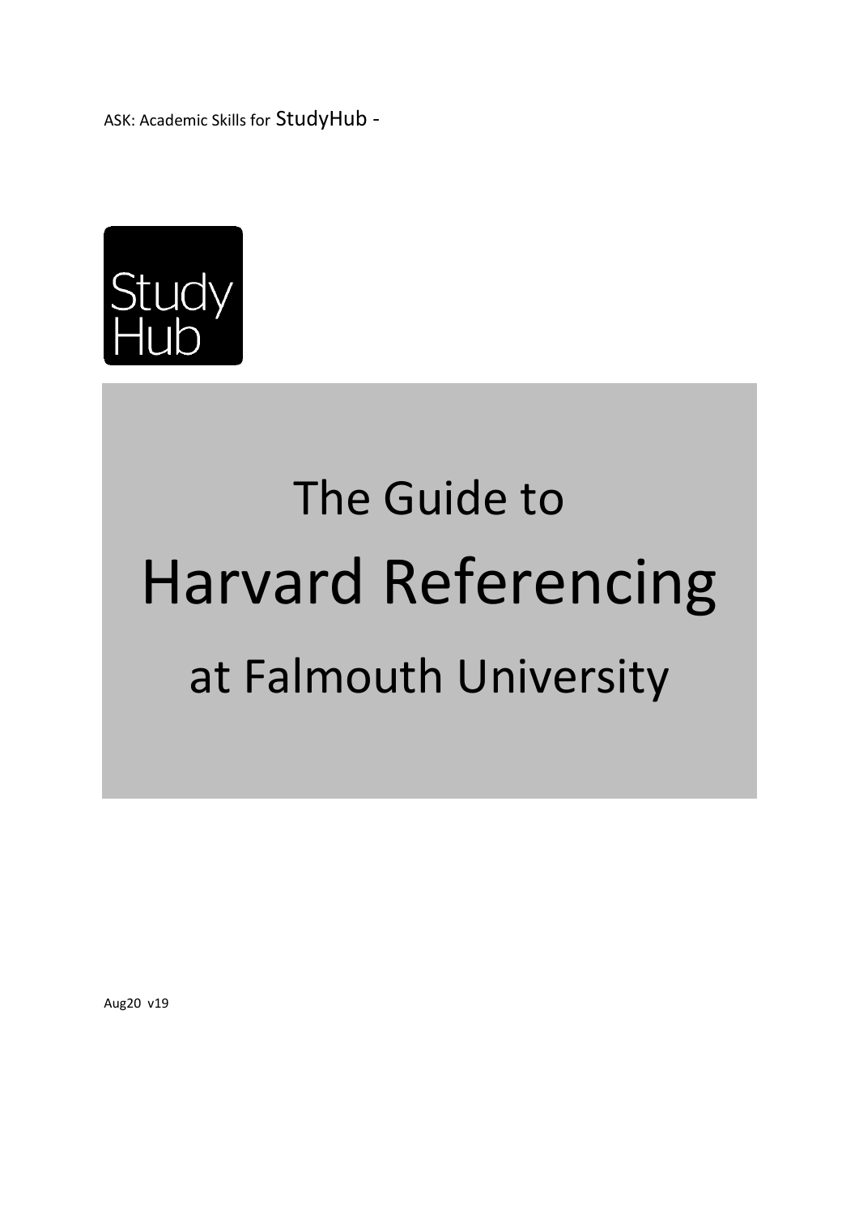ASK: Academic Skills for StudyHub -

Study Hub

# The Guide to Harvard Referencing at Falmouth University

Aug20 v19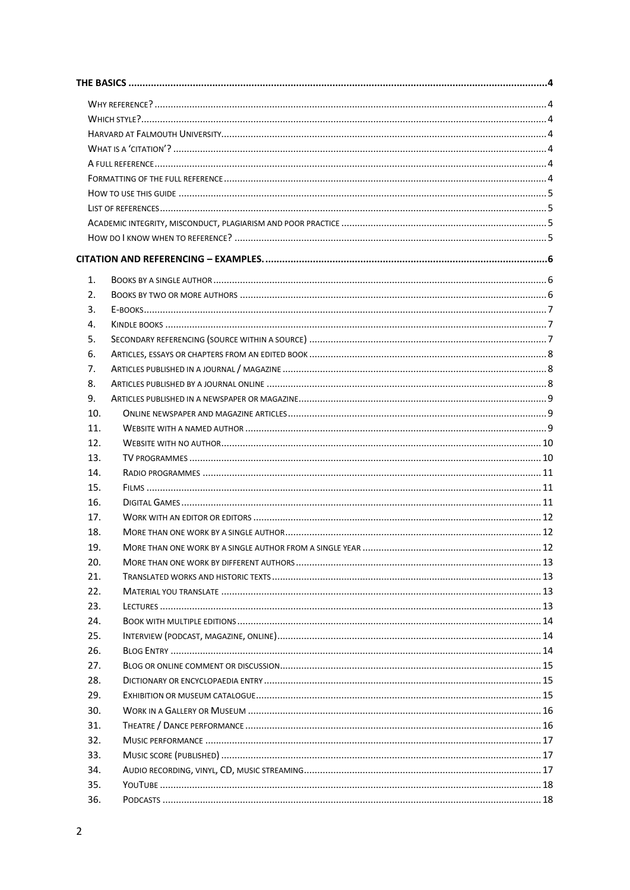**THE BASICS** .......... 4

- Why reference? .......... 4
- Which style? .......... 4
- Harvard at Falmouth University .......... 4
- What is a 'citation'? .......... 4
- A full reference .......... 4
- Formatting of the full reference .......... 4
- How to use this guide .......... 5
- List of references .......... 5
- Academic integrity, misconduct, plagiarism and poor practice .......... 5
- How do I know when to reference? .......... 5

**CITATION AND REFERENCING – EXAMPLES.** .......... 6

1. Books by a single author .......... 6
2. Books by two or more authors .......... 6
3. E-books .......... 7
4. Kindle books .......... 7
5. Secondary referencing (source within a source) .......... 7
6. Articles, essays or chapters from an edited book .......... 8
7. Articles published in a journal / magazine .......... 8
8. Articles published by a journal online .......... 8
9. Articles published in a newspaper or magazine .......... 9
10. Online newspaper and magazine articles .......... 9
11. Website with a named author .......... 9
12. Website with no author .......... 10
13. TV programmes .......... 10
14. Radio programmes .......... 11
15. Films .......... 11
16. Digital Games .......... 11
17. Work with an editor or editors .......... 12
18. More than one work by a single author .......... 12
19. More than one work by a single author from a single year .......... 12
20. More than one work by different authors .......... 13
21. Translated works and historic texts .......... 13
22. Material you translate .......... 13
23. Lectures .......... 13
24. Book with multiple editions .......... 14
25. Interview (podcast, magazine, online) .......... 14
26. Blog Entry .......... 14
27. Blog or online comment or discussion .......... 15
28. Dictionary or encyclopaedia entry .......... 15
29. Exhibition or museum catalogue .......... 15
30. Work in a Gallery or Museum .......... 16
31. Theatre / Dance performance .......... 16
32. Music performance .......... 17
33. Music score (published) .......... 17
34. Audio recording, vinyl, CD, music streaming .......... 17
35. YouTube .......... 18
36. Podcasts .......... 18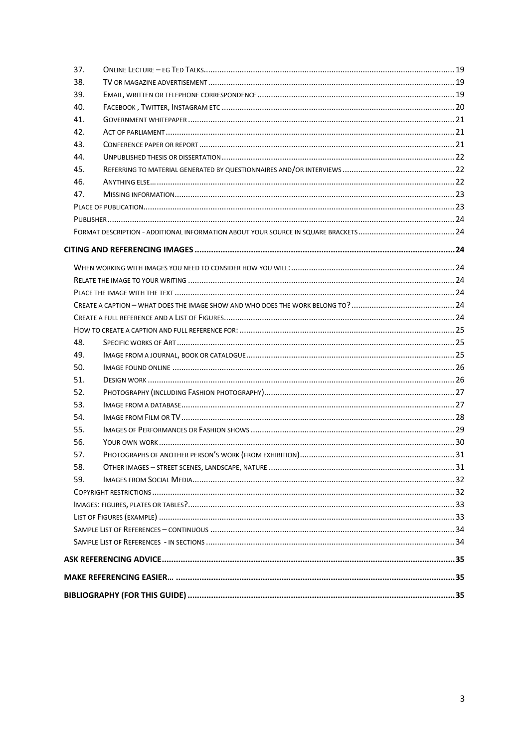37. Online Lecture – eg Ted Talks ... 19
38. TV or magazine advertisement ... 19
39. Email, written or telephone correspondence ... 19
40. Facebook , Twitter, Instagram etc ... 20
41. Government whitepaper ... 21
42. Act of parliament ... 21
43. Conference paper or report ... 21
44. Unpublished thesis or dissertation ... 22
45. Referring to material generated by questionnaires and/or interviews ... 22
46. Anything else… ... 22
47. Missing information ... 23

Place of publication ... 23

Publisher ... 24

Format description - additional information about your source in square brackets ... 24

**Citing and referencing images ... 24**

When working with images you need to consider how you will: ... 24

Relate the image to your writing ... 24

Place the image with the text ... 24

Create a caption – what does the image show and who does the work belong to? ... 24

Create a full reference and a List of Figures ... 24

How to create a caption and full reference for: ... 25

48. Specific works of Art ... 25
49. Image from a journal, book or catalogue ... 25
50. Image found online ... 26
51. Design work ... 26
52. Photography (including Fashion photography) ... 27
53. Image from a database ... 27
54. Image from Film or TV ... 28
55. Images of Performances or Fashion shows ... 29
56. Your own work ... 30
57. Photographs of another person's work (from exhibition) ... 31
58. Other images – street scenes, landscape, nature ... 31
59. Images from Social Media ... 32

Copyright restrictions ... 32

Images: figures, plates or tables? ... 33

List of Figures (example) ... 33

Sample List of References – continuous ... 34

Sample List of References - in sections ... 34

**Ask Referencing Advice ... 35**

**Make referencing easier… ... 35**

**Bibliography (for this guide) ... 35**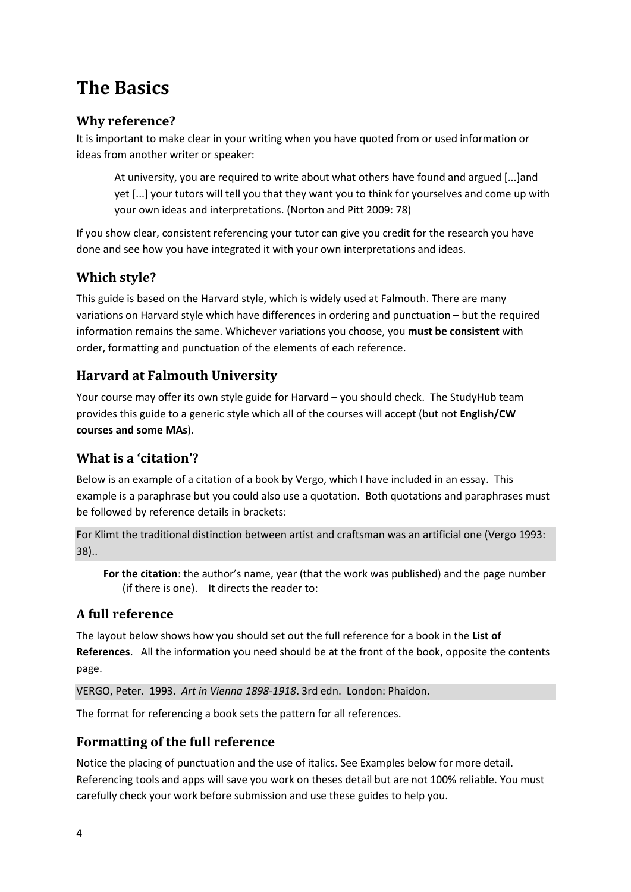# The Basics

## Why reference?

It is important to make clear in your writing when you have quoted from or used information or ideas from another writer or speaker:

> At university, you are required to write about what others have found and argued [...]and yet [...] your tutors will tell you that they want you to think for yourselves and come up with your own ideas and interpretations. (Norton and Pitt 2009: 78)

If you show clear, consistent referencing your tutor can give you credit for the research you have done and see how you have integrated it with your own interpretations and ideas.

## Which style?

This guide is based on the Harvard style, which is widely used at Falmouth. There are many variations on Harvard style which have differences in ordering and punctuation – but the required information remains the same. Whichever variations you choose, you **must be consistent** with order, formatting and punctuation of the elements of each reference.

## Harvard at Falmouth University

Your course may offer its own style guide for Harvard – you should check. The StudyHub team provides this guide to a generic style which all of the courses will accept (but not **English/CW courses and some MAs**).

## What is a 'citation'?

Below is an example of a citation of a book by Vergo, which I have included in an essay. This example is a paraphrase but you could also use a quotation. Both quotations and paraphrases must be followed by reference details in brackets:

For Klimt the traditional distinction between artist and craftsman was an artificial one (Vergo 1993: 38)..

**For the citation**: the author's name, year (that the work was published) and the page number (if there is one). It directs the reader to:

## A full reference

The layout below shows how you should set out the full reference for a book in the **List of References**. All the information you need should be at the front of the book, opposite the contents page.

VERGO, Peter. 1993. *Art in Vienna 1898-1918*. 3rd edn. London: Phaidon.

The format for referencing a book sets the pattern for all references.

## Formatting of the full reference

Notice the placing of punctuation and the use of italics. See Examples below for more detail. Referencing tools and apps will save you work on theses detail but are not 100% reliable. You must carefully check your work before submission and use these guides to help you.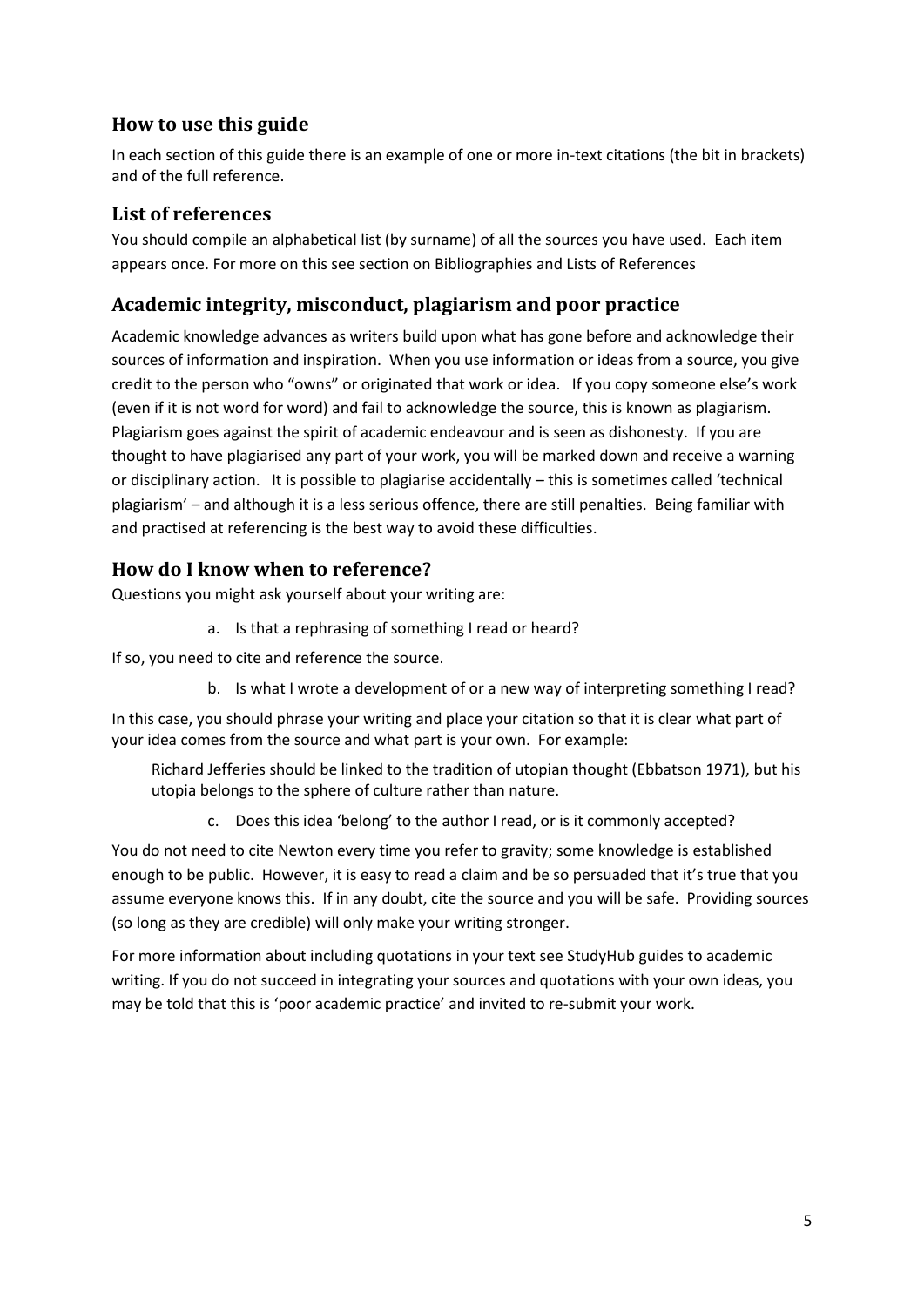## How to use this guide

In each section of this guide there is an example of one or more in-text citations (the bit in brackets) and of the full reference.

## List of references

You should compile an alphabetical list (by surname) of all the sources you have used. Each item appears once. For more on this see section on Bibliographies and Lists of References

## Academic integrity, misconduct, plagiarism and poor practice

Academic knowledge advances as writers build upon what has gone before and acknowledge their sources of information and inspiration. When you use information or ideas from a source, you give credit to the person who "owns" or originated that work or idea. If you copy someone else's work (even if it is not word for word) and fail to acknowledge the source, this is known as plagiarism. Plagiarism goes against the spirit of academic endeavour and is seen as dishonesty. If you are thought to have plagiarised any part of your work, you will be marked down and receive a warning or disciplinary action. It is possible to plagiarise accidentally – this is sometimes called 'technical plagiarism' – and although it is a less serious offence, there are still penalties. Being familiar with and practised at referencing is the best way to avoid these difficulties.

## How do I know when to reference?

Questions you might ask yourself about your writing are:

a. Is that a rephrasing of something I read or heard?

If so, you need to cite and reference the source.

b. Is what I wrote a development of or a new way of interpreting something I read?

In this case, you should phrase your writing and place your citation so that it is clear what part of your idea comes from the source and what part is your own. For example:

> Richard Jefferies should be linked to the tradition of utopian thought (Ebbatson 1971), but his utopia belongs to the sphere of culture rather than nature.

c. Does this idea 'belong' to the author I read, or is it commonly accepted?

You do not need to cite Newton every time you refer to gravity; some knowledge is established enough to be public. However, it is easy to read a claim and be so persuaded that it's true that you assume everyone knows this. If in any doubt, cite the source and you will be safe. Providing sources (so long as they are credible) will only make your writing stronger.

For more information about including quotations in your text see StudyHub guides to academic writing. If you do not succeed in integrating your sources and quotations with your own ideas, you may be told that this is 'poor academic practice' and invited to re-submit your work.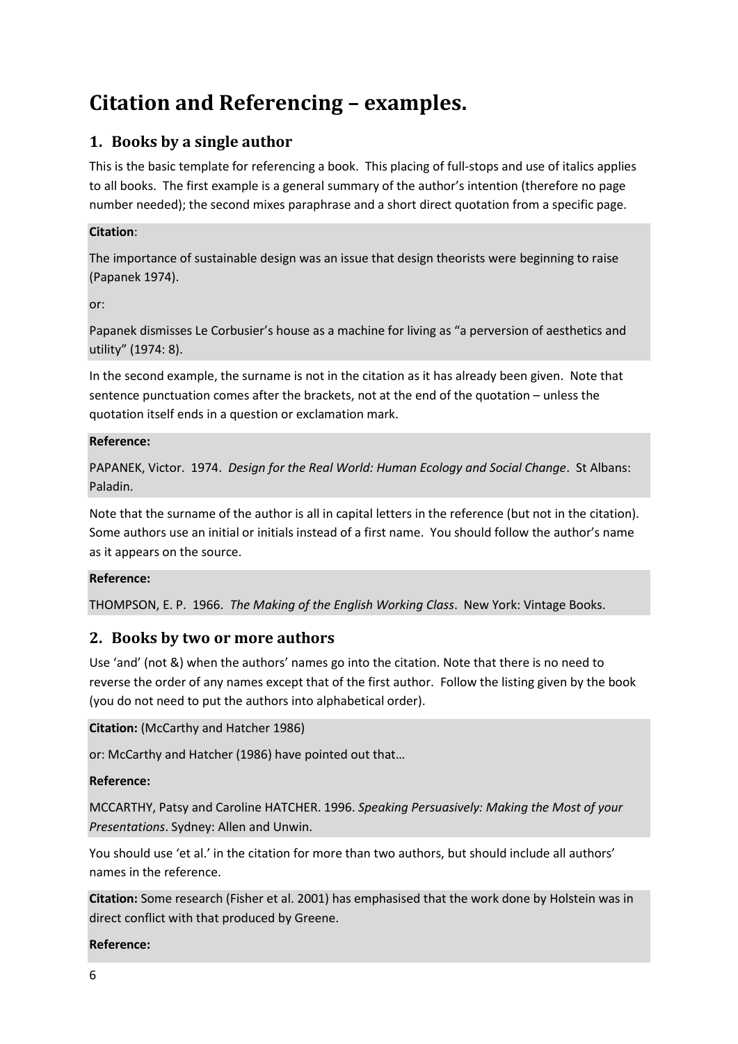# Citation and Referencing – examples.

## 1. Books by a single author

This is the basic template for referencing a book. This placing of full-stops and use of italics applies to all books. The first example is a general summary of the author's intention (therefore no page number needed); the second mixes paraphrase and a short direct quotation from a specific page.

**Citation**:

The importance of sustainable design was an issue that design theorists were beginning to raise (Papanek 1974).

or:

Papanek dismisses Le Corbusier's house as a machine for living as "a perversion of aesthetics and utility" (1974: 8).

In the second example, the surname is not in the citation as it has already been given. Note that sentence punctuation comes after the brackets, not at the end of the quotation – unless the quotation itself ends in a question or exclamation mark.

**Reference:**

PAPANEK, Victor. 1974. *Design for the Real World: Human Ecology and Social Change*. St Albans: Paladin.

Note that the surname of the author is all in capital letters in the reference (but not in the citation). Some authors use an initial or initials instead of a first name. You should follow the author's name as it appears on the source.

**Reference:**

THOMPSON, E. P. 1966. *The Making of the English Working Class*. New York: Vintage Books.

## 2. Books by two or more authors

Use 'and' (not &) when the authors' names go into the citation. Note that there is no need to reverse the order of any names except that of the first author. Follow the listing given by the book (you do not need to put the authors into alphabetical order).

**Citation:** (McCarthy and Hatcher 1986)

or: McCarthy and Hatcher (1986) have pointed out that…

**Reference:**

MCCARTHY, Patsy and Caroline HATCHER. 1996. *Speaking Persuasively: Making the Most of your Presentations*. Sydney: Allen and Unwin.

You should use 'et al.' in the citation for more than two authors, but should include all authors' names in the reference.

**Citation:** Some research (Fisher et al. 2001) has emphasised that the work done by Holstein was in direct conflict with that produced by Greene.

**Reference:**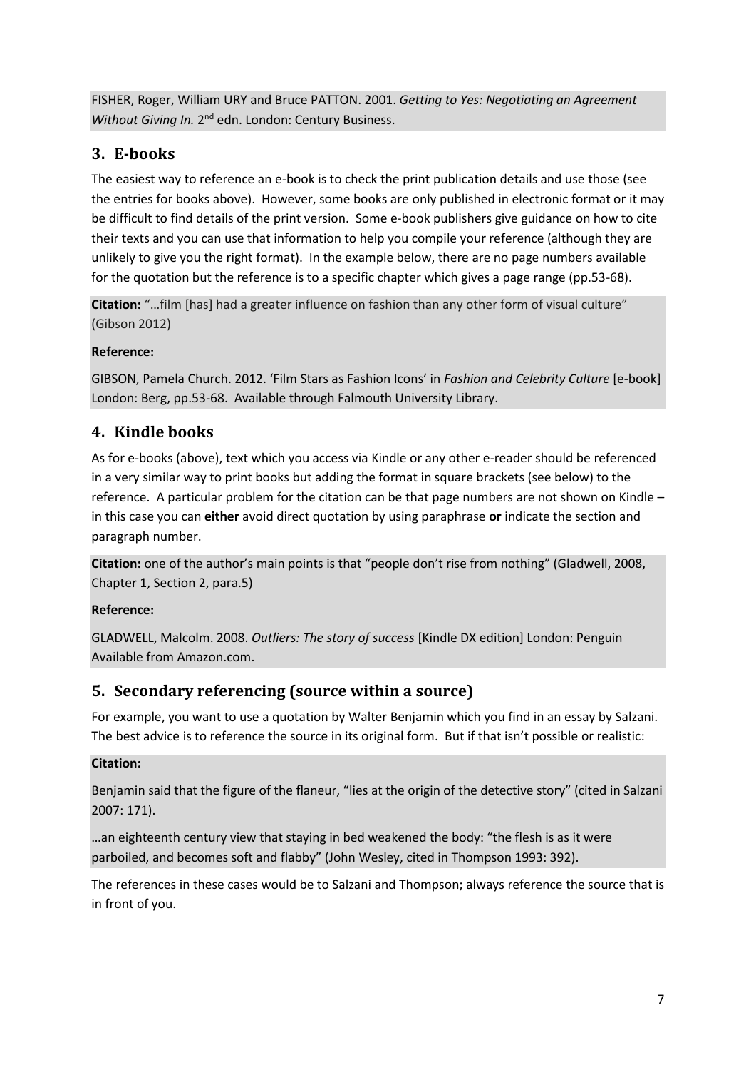FISHER, Roger, William URY and Bruce PATTON. 2001. *Getting to Yes: Negotiating an Agreement Without Giving In.* 2nd edn. London: Century Business.

## 3. E-books

The easiest way to reference an e-book is to check the print publication details and use those (see the entries for books above). However, some books are only published in electronic format or it may be difficult to find details of the print version. Some e-book publishers give guidance on how to cite their texts and you can use that information to help you compile your reference (although they are unlikely to give you the right format). In the example below, there are no page numbers available for the quotation but the reference is to a specific chapter which gives a page range (pp.53-68).

**Citation:** "…film [has] had a greater influence on fashion than any other form of visual culture" (Gibson 2012)

**Reference:**

GIBSON, Pamela Church. 2012. 'Film Stars as Fashion Icons' in *Fashion and Celebrity Culture* [e-book] London: Berg, pp.53-68. Available through Falmouth University Library.

## 4. Kindle books

As for e-books (above), text which you access via Kindle or any other e-reader should be referenced in a very similar way to print books but adding the format in square brackets (see below) to the reference. A particular problem for the citation can be that page numbers are not shown on Kindle – in this case you can **either** avoid direct quotation by using paraphrase **or** indicate the section and paragraph number.

**Citation:** one of the author's main points is that "people don't rise from nothing" (Gladwell, 2008, Chapter 1, Section 2, para.5)

**Reference:**

GLADWELL, Malcolm. 2008. *Outliers: The story of success* [Kindle DX edition] London: Penguin Available from Amazon.com.

## 5. Secondary referencing (source within a source)

For example, you want to use a quotation by Walter Benjamin which you find in an essay by Salzani. The best advice is to reference the source in its original form. But if that isn't possible or realistic:

**Citation:**

Benjamin said that the figure of the flaneur, "lies at the origin of the detective story" (cited in Salzani 2007: 171).

…an eighteenth century view that staying in bed weakened the body: "the flesh is as it were parboiled, and becomes soft and flabby" (John Wesley, cited in Thompson 1993: 392).

The references in these cases would be to Salzani and Thompson; always reference the source that is in front of you.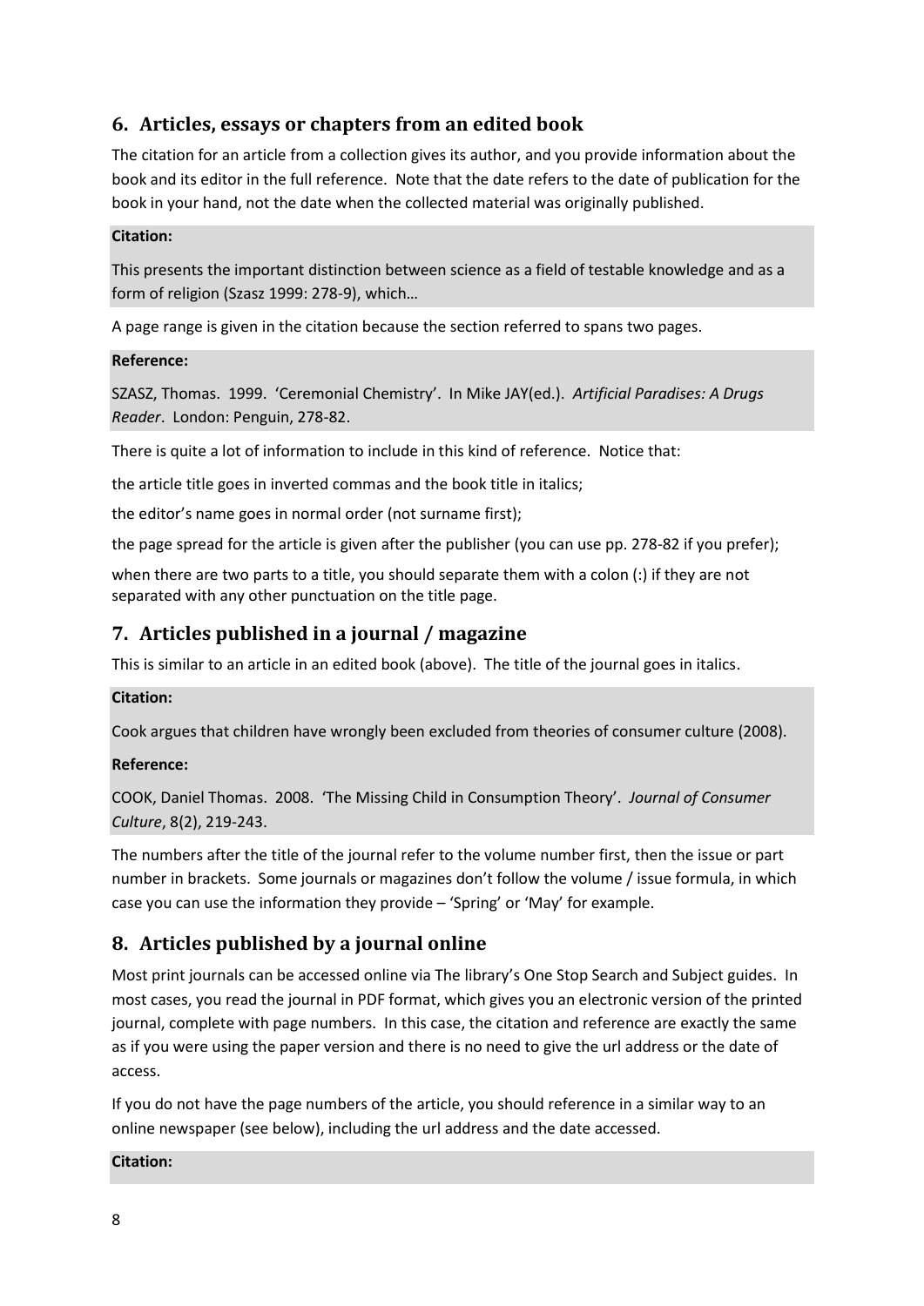## 6. Articles, essays or chapters from an edited book

The citation for an article from a collection gives its author, and you provide information about the book and its editor in the full reference. Note that the date refers to the date of publication for the book in your hand, not the date when the collected material was originally published.

**Citation:**

This presents the important distinction between science as a field of testable knowledge and as a form of religion (Szasz 1999: 278-9), which…

A page range is given in the citation because the section referred to spans two pages.

**Reference:**

SZASZ, Thomas. 1999. 'Ceremonial Chemistry'. In Mike JAY(ed.). *Artificial Paradises: A Drugs Reader*. London: Penguin, 278-82.

There is quite a lot of information to include in this kind of reference. Notice that:

the article title goes in inverted commas and the book title in italics;

the editor's name goes in normal order (not surname first);

the page spread for the article is given after the publisher (you can use pp. 278-82 if you prefer);

when there are two parts to a title, you should separate them with a colon (:) if they are not separated with any other punctuation on the title page.

## 7. Articles published in a journal / magazine

This is similar to an article in an edited book (above). The title of the journal goes in italics.

**Citation:**

Cook argues that children have wrongly been excluded from theories of consumer culture (2008).

**Reference:**

COOK, Daniel Thomas. 2008. 'The Missing Child in Consumption Theory'. *Journal of Consumer Culture*, 8(2), 219-243.

The numbers after the title of the journal refer to the volume number first, then the issue or part number in brackets. Some journals or magazines don't follow the volume / issue formula, in which case you can use the information they provide – 'Spring' or 'May' for example.

## 8. Articles published by a journal online

Most print journals can be accessed online via The library's One Stop Search and Subject guides. In most cases, you read the journal in PDF format, which gives you an electronic version of the printed journal, complete with page numbers. In this case, the citation and reference are exactly the same as if you were using the paper version and there is no need to give the url address or the date of access.

If you do not have the page numbers of the article, you should reference in a similar way to an online newspaper (see below), including the url address and the date accessed.

**Citation:**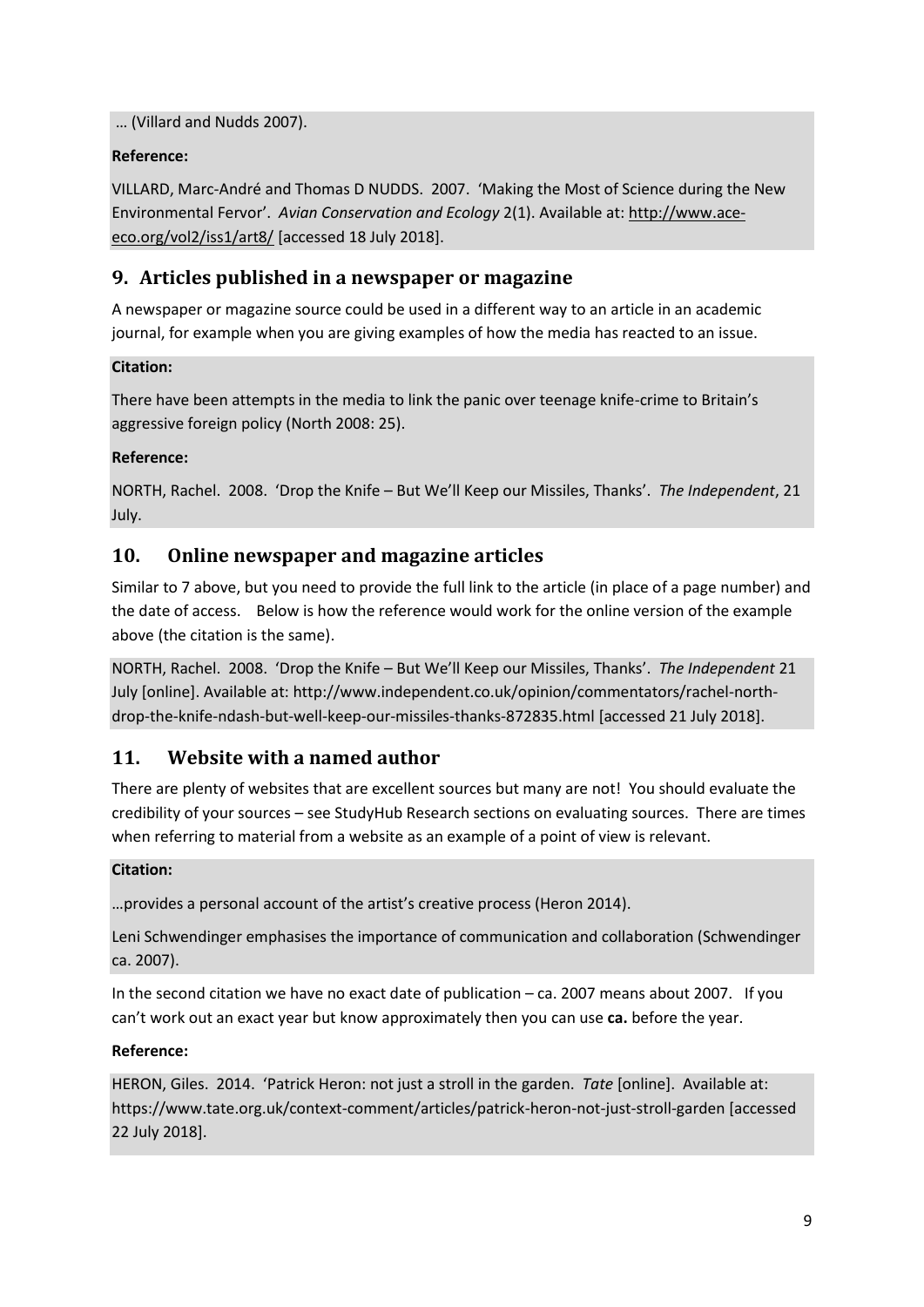… (Villard and Nudds 2007).

**Reference:**

VILLARD, Marc-André and Thomas D NUDDS. 2007. 'Making the Most of Science during the New Environmental Fervor'. *Avian Conservation and Ecology* 2(1). Available at: http://www.ace-eco.org/vol2/iss1/art8/ [accessed 18 July 2018].

## 9. Articles published in a newspaper or magazine

A newspaper or magazine source could be used in a different way to an article in an academic journal, for example when you are giving examples of how the media has reacted to an issue.

**Citation:**

There have been attempts in the media to link the panic over teenage knife-crime to Britain's aggressive foreign policy (North 2008: 25).

**Reference:**

NORTH, Rachel. 2008. 'Drop the Knife – But We'll Keep our Missiles, Thanks'. *The Independent*, 21 July.

## 10. Online newspaper and magazine articles

Similar to 7 above, but you need to provide the full link to the article (in place of a page number) and the date of access. Below is how the reference would work for the online version of the example above (the citation is the same).

NORTH, Rachel. 2008. 'Drop the Knife – But We'll Keep our Missiles, Thanks'. *The Independent* 21 July [online]. Available at: http://www.independent.co.uk/opinion/commentators/rachel-north-drop-the-knife-ndash-but-well-keep-our-missiles-thanks-872835.html [accessed 21 July 2018].

## 11. Website with a named author

There are plenty of websites that are excellent sources but many are not! You should evaluate the credibility of your sources – see StudyHub Research sections on evaluating sources. There are times when referring to material from a website as an example of a point of view is relevant.

**Citation:**

…provides a personal account of the artist's creative process (Heron 2014).

Leni Schwendinger emphasises the importance of communication and collaboration (Schwendinger ca. 2007).

In the second citation we have no exact date of publication – ca. 2007 means about 2007. If you can't work out an exact year but know approximately then you can use **ca.** before the year.

**Reference:**

HERON, Giles. 2014. 'Patrick Heron: not just a stroll in the garden. *Tate* [online]. Available at: https://www.tate.org.uk/context-comment/articles/patrick-heron-not-just-stroll-garden [accessed 22 July 2018].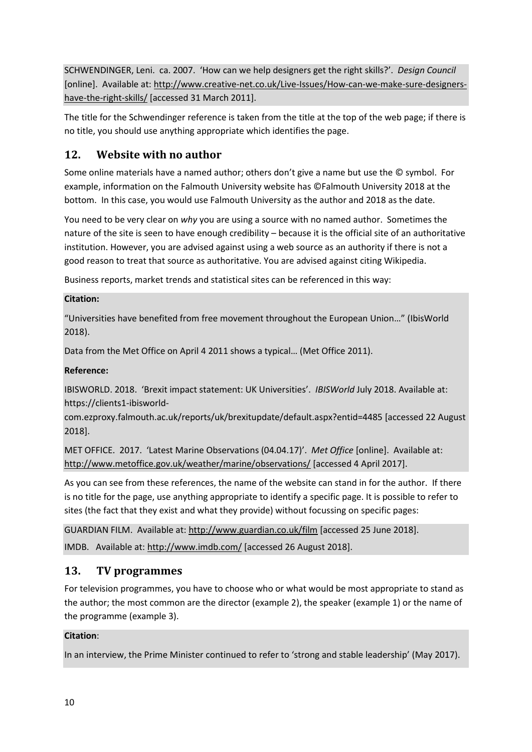SCHWENDINGER, Leni. ca. 2007. 'How can we help designers get the right skills?'. *Design Council* [online]. Available at: http://www.creative-net.co.uk/Live-Issues/How-can-we-make-sure-designers-have-the-right-skills/ [accessed 31 March 2011].

The title for the Schwendinger reference is taken from the title at the top of the web page; if there is no title, you should use anything appropriate which identifies the page.

## 12. Website with no author

Some online materials have a named author; others don't give a name but use the © symbol. For example, information on the Falmouth University website has ©Falmouth University 2018 at the bottom. In this case, you would use Falmouth University as the author and 2018 as the date.

You need to be very clear on *why* you are using a source with no named author. Sometimes the nature of the site is seen to have enough credibility – because it is the official site of an authoritative institution. However, you are advised against using a web source as an authority if there is not a good reason to treat that source as authoritative. You are advised against citing Wikipedia.

Business reports, market trends and statistical sites can be referenced in this way:

**Citation:**

"Universities have benefited from free movement throughout the European Union…" (IbisWorld 2018).

Data from the Met Office on April 4 2011 shows a typical… (Met Office 2011).

**Reference:**

IBISWORLD. 2018. 'Brexit impact statement: UK Universities'. *IBISWorld* July 2018. Available at: https://clients1-ibisworld-com.ezproxy.falmouth.ac.uk/reports/uk/brexitupdate/default.aspx?entid=4485 [accessed 22 August 2018].

MET OFFICE. 2017. 'Latest Marine Observations (04.04.17)'. *Met Office* [online]. Available at: http://www.metoffice.gov.uk/weather/marine/observations/ [accessed 4 April 2017].

As you can see from these references, the name of the website can stand in for the author. If there is no title for the page, use anything appropriate to identify a specific page. It is possible to refer to sites (the fact that they exist and what they provide) without focussing on specific pages:

GUARDIAN FILM. Available at: http://www.guardian.co.uk/film [accessed 25 June 2018].

IMDB. Available at: http://www.imdb.com/ [accessed 26 August 2018].

## 13. TV programmes

For television programmes, you have to choose who or what would be most appropriate to stand as the author; the most common are the director (example 2), the speaker (example 1) or the name of the programme (example 3).

**Citation**:

In an interview, the Prime Minister continued to refer to 'strong and stable leadership' (May 2017).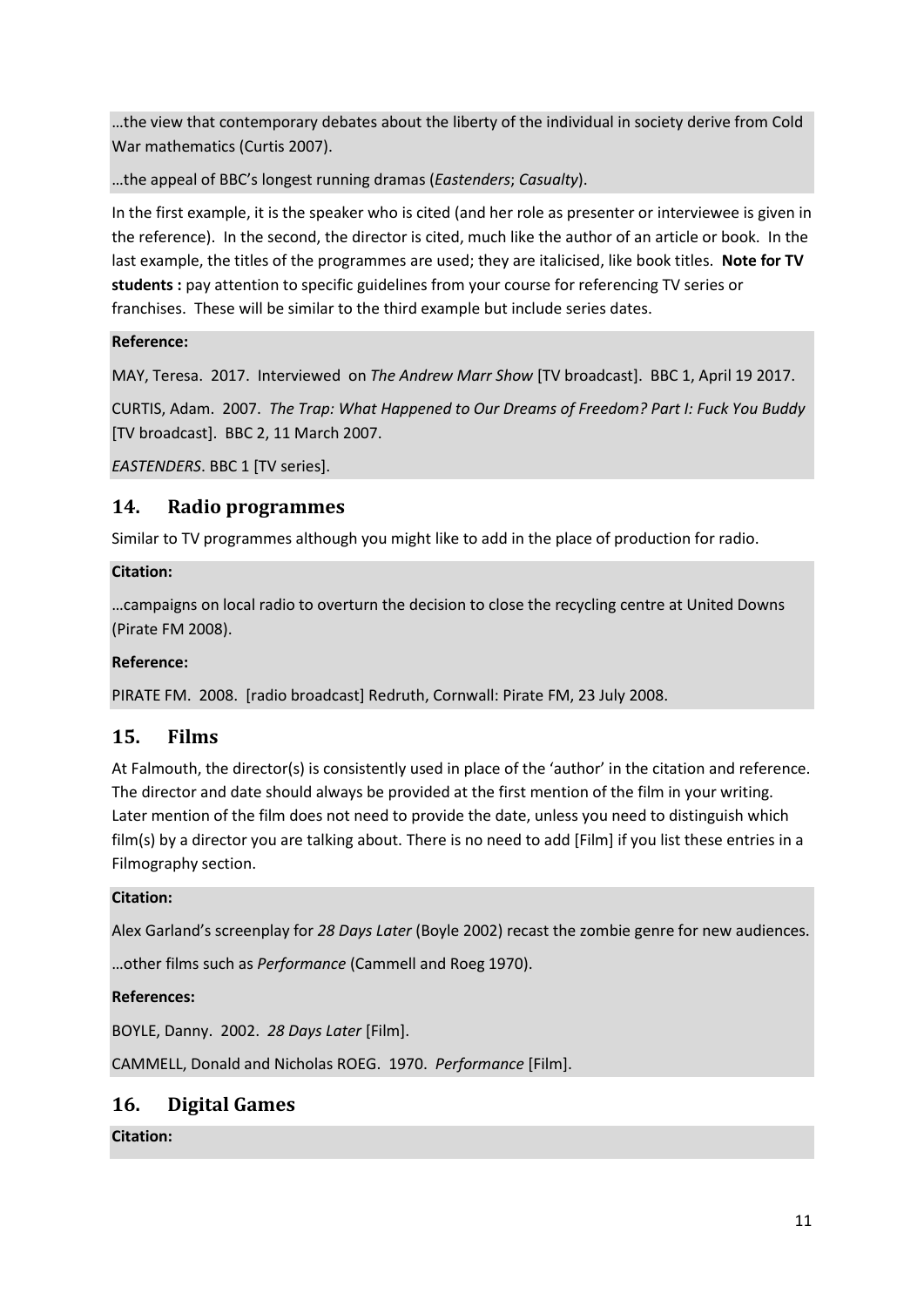…the view that contemporary debates about the liberty of the individual in society derive from Cold War mathematics (Curtis 2007).

…the appeal of BBC's longest running dramas (*Eastenders*; *Casualty*).

In the first example, it is the speaker who is cited (and her role as presenter or interviewee is given in the reference). In the second, the director is cited, much like the author of an article or book. In the last example, the titles of the programmes are used; they are italicised, like book titles. **Note for TV students :** pay attention to specific guidelines from your course for referencing TV series or franchises. These will be similar to the third example but include series dates.

**Reference:**

MAY, Teresa. 2017. Interviewed on *The Andrew Marr Show* [TV broadcast]. BBC 1, April 19 2017.

CURTIS, Adam. 2007. *The Trap: What Happened to Our Dreams of Freedom? Part I: Fuck You Buddy* [TV broadcast]. BBC 2, 11 March 2007.

*EASTENDERS*. BBC 1 [TV series].

## 14. Radio programmes

Similar to TV programmes although you might like to add in the place of production for radio.

**Citation:**

…campaigns on local radio to overturn the decision to close the recycling centre at United Downs (Pirate FM 2008).

**Reference:**

PIRATE FM. 2008. [radio broadcast] Redruth, Cornwall: Pirate FM, 23 July 2008.

## 15. Films

At Falmouth, the director(s) is consistently used in place of the 'author' in the citation and reference. The director and date should always be provided at the first mention of the film in your writing. Later mention of the film does not need to provide the date, unless you need to distinguish which film(s) by a director you are talking about. There is no need to add [Film] if you list these entries in a Filmography section.

**Citation:**

Alex Garland's screenplay for *28 Days Later* (Boyle 2002) recast the zombie genre for new audiences.

…other films such as *Performance* (Cammell and Roeg 1970).

**References:**

BOYLE, Danny. 2002. *28 Days Later* [Film].

CAMMELL, Donald and Nicholas ROEG. 1970. *Performance* [Film].

## 16. Digital Games

**Citation:**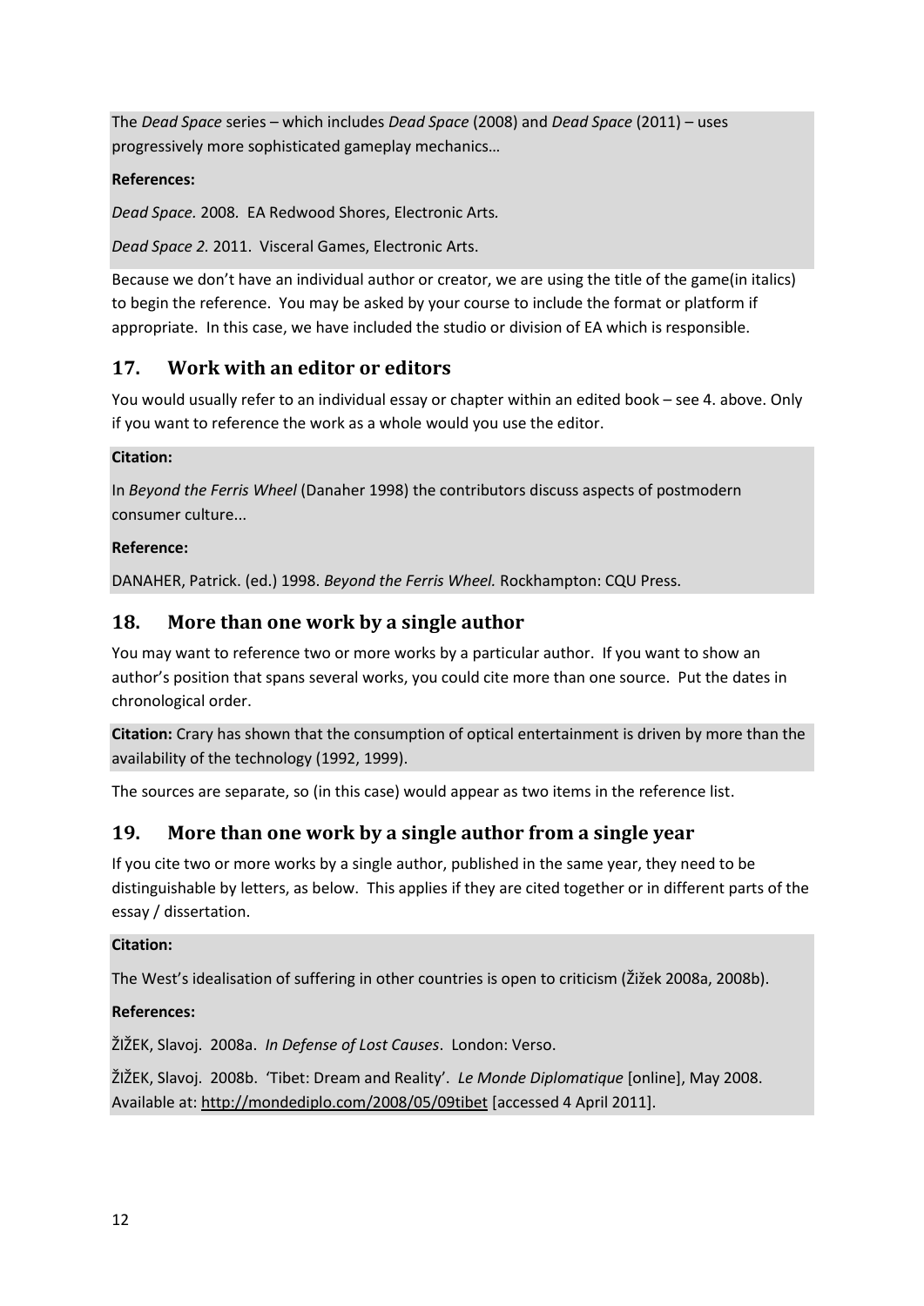The *Dead Space* series – which includes *Dead Space* (2008) and *Dead Space* (2011) – uses progressively more sophisticated gameplay mechanics…

**References:**

*Dead Space.* 2008. EA Redwood Shores, Electronic Arts.

*Dead Space 2.* 2011. Visceral Games, Electronic Arts.

Because we don't have an individual author or creator, we are using the title of the game(in italics) to begin the reference. You may be asked by your course to include the format or platform if appropriate. In this case, we have included the studio or division of EA which is responsible.

## 17. Work with an editor or editors

You would usually refer to an individual essay or chapter within an edited book – see 4. above. Only if you want to reference the work as a whole would you use the editor.

**Citation:**

In *Beyond the Ferris Wheel* (Danaher 1998) the contributors discuss aspects of postmodern consumer culture...

**Reference:**

DANAHER, Patrick. (ed.) 1998. *Beyond the Ferris Wheel.* Rockhampton: CQU Press.

## 18. More than one work by a single author

You may want to reference two or more works by a particular author. If you want to show an author's position that spans several works, you could cite more than one source. Put the dates in chronological order.

**Citation:** Crary has shown that the consumption of optical entertainment is driven by more than the availability of the technology (1992, 1999).

The sources are separate, so (in this case) would appear as two items in the reference list.

## 19. More than one work by a single author from a single year

If you cite two or more works by a single author, published in the same year, they need to be distinguishable by letters, as below. This applies if they are cited together or in different parts of the essay / dissertation.

**Citation:**

The West's idealisation of suffering in other countries is open to criticism (Žižek 2008a, 2008b).

**References:**

ŽIŽEK, Slavoj. 2008a. *In Defense of Lost Causes*. London: Verso.

ŽIŽEK, Slavoj. 2008b. 'Tibet: Dream and Reality'. *Le Monde Diplomatique* [online], May 2008. Available at: http://mondediplo.com/2008/05/09tibet [accessed 4 April 2011].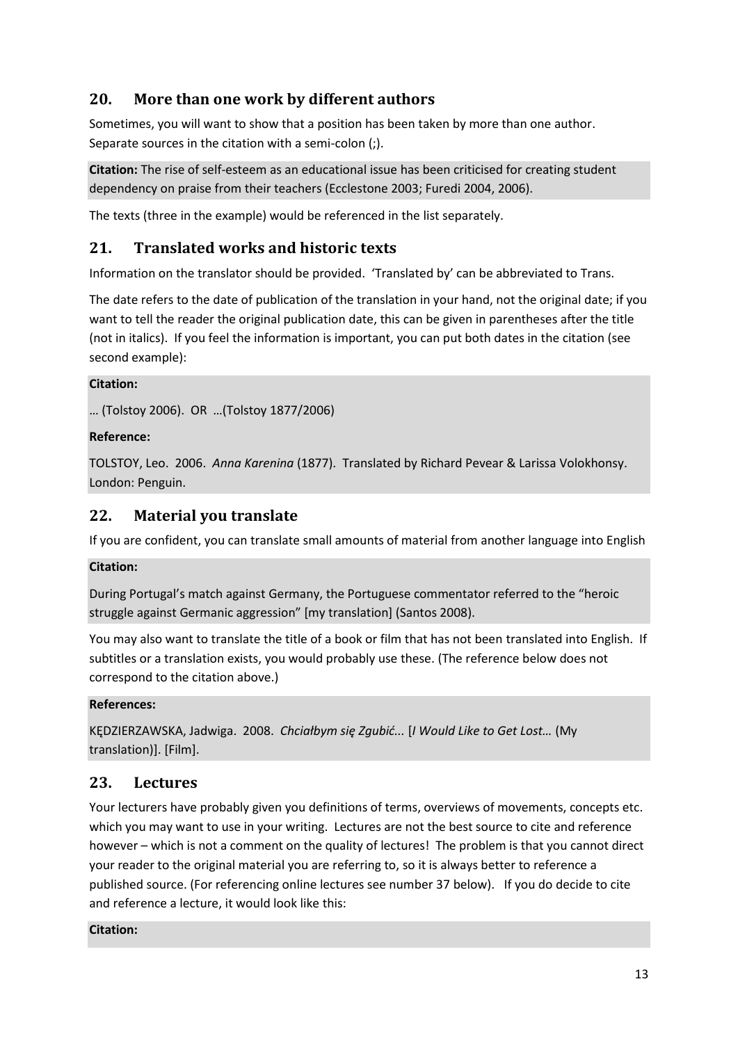## 20. More than one work by different authors

Sometimes, you will want to show that a position has been taken by more than one author. Separate sources in the citation with a semi-colon (;).

**Citation:** The rise of self-esteem as an educational issue has been criticised for creating student dependency on praise from their teachers (Ecclestone 2003; Furedi 2004, 2006).

The texts (three in the example) would be referenced in the list separately.

## 21. Translated works and historic texts

Information on the translator should be provided. 'Translated by' can be abbreviated to Trans.

The date refers to the date of publication of the translation in your hand, not the original date; if you want to tell the reader the original publication date, this can be given in parentheses after the title (not in italics). If you feel the information is important, you can put both dates in the citation (see second example):

**Citation:**

… (Tolstoy 2006). OR …(Tolstoy 1877/2006)

**Reference:**

TOLSTOY, Leo. 2006. *Anna Karenina* (1877). Translated by Richard Pevear & Larissa Volokhonsy. London: Penguin.

## 22. Material you translate

If you are confident, you can translate small amounts of material from another language into English

**Citation:**

During Portugal's match against Germany, the Portuguese commentator referred to the "heroic struggle against Germanic aggression" [my translation] (Santos 2008).

You may also want to translate the title of a book or film that has not been translated into English. If subtitles or a translation exists, you would probably use these. (The reference below does not correspond to the citation above.)

**References:**

KĘDZIERZAWSKA, Jadwiga. 2008. *Chciałbym się Zgubić...* [*I Would Like to Get Lost…* (My translation)]. [Film].

## 23. Lectures

Your lecturers have probably given you definitions of terms, overviews of movements, concepts etc. which you may want to use in your writing. Lectures are not the best source to cite and reference however – which is not a comment on the quality of lectures! The problem is that you cannot direct your reader to the original material you are referring to, so it is always better to reference a published source. (For referencing online lectures see number 37 below). If you do decide to cite and reference a lecture, it would look like this:

**Citation:**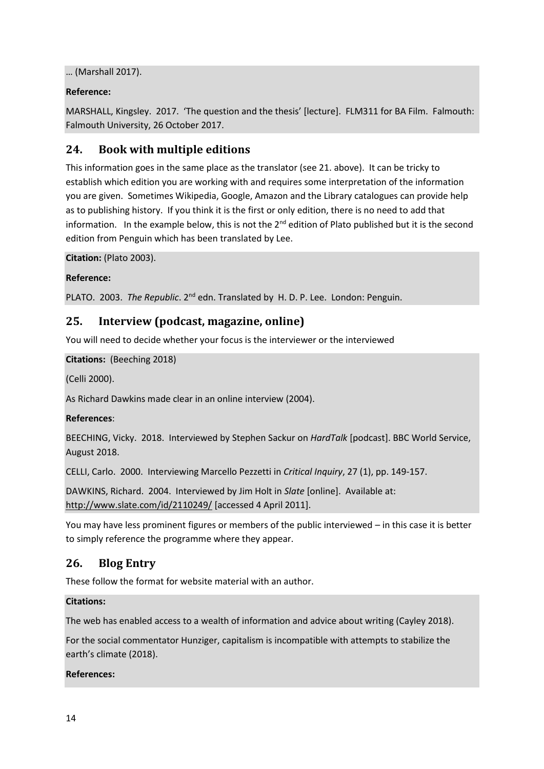… (Marshall 2017).

**Reference:**

MARSHALL, Kingsley. 2017. 'The question and the thesis' [lecture]. FLM311 for BA Film. Falmouth: Falmouth University, 26 October 2017.

## 24. Book with multiple editions

This information goes in the same place as the translator (see 21. above). It can be tricky to establish which edition you are working with and requires some interpretation of the information you are given. Sometimes Wikipedia, Google, Amazon and the Library catalogues can provide help as to publishing history. If you think it is the first or only edition, there is no need to add that information. In the example below, this is not the 2nd edition of Plato published but it is the second edition from Penguin which has been translated by Lee.

**Citation:** (Plato 2003).

**Reference:**

PLATO. 2003. *The Republic*. 2nd edn. Translated by H. D. P. Lee. London: Penguin.

## 25. Interview (podcast, magazine, online)

You will need to decide whether your focus is the interviewer or the interviewed

**Citations:** (Beeching 2018)

(Celli 2000).

As Richard Dawkins made clear in an online interview (2004).

**References**:

BEECHING, Vicky. 2018. Interviewed by Stephen Sackur on *HardTalk* [podcast]. BBC World Service, August 2018.

CELLI, Carlo. 2000. Interviewing Marcello Pezzetti in *Critical Inquiry*, 27 (1), pp. 149-157.

DAWKINS, Richard. 2004. Interviewed by Jim Holt in *Slate* [online]. Available at: http://www.slate.com/id/2110249/ [accessed 4 April 2011].

You may have less prominent figures or members of the public interviewed – in this case it is better to simply reference the programme where they appear.

## 26. Blog Entry

These follow the format for website material with an author.

**Citations:**

The web has enabled access to a wealth of information and advice about writing (Cayley 2018).

For the social commentator Hunziger, capitalism is incompatible with attempts to stabilize the earth's climate (2018).

**References:**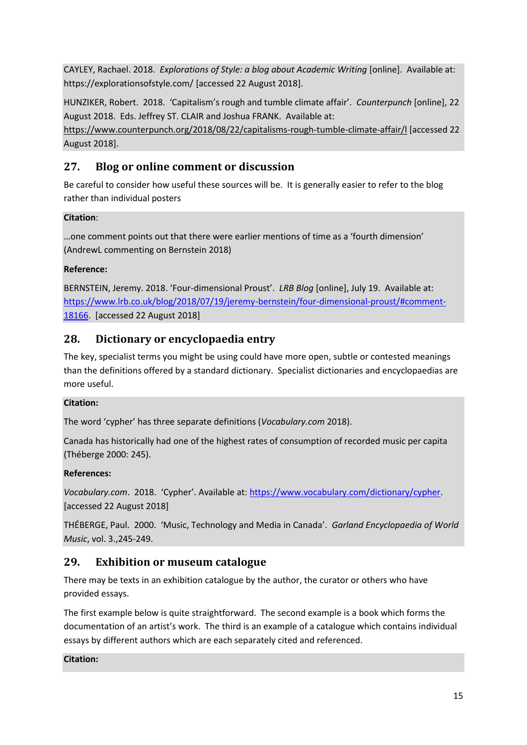CAYLEY, Rachael. 2018. *Explorations of Style: a blog about Academic Writing* [online]. Available at: https://explorationsofstyle.com/ [accessed 22 August 2018].

HUNZIKER, Robert. 2018. 'Capitalism's rough and tumble climate affair'. *Counterpunch* [online], 22 August 2018. Eds. Jeffrey ST. CLAIR and Joshua FRANK. Available at: https://www.counterpunch.org/2018/08/22/capitalisms-rough-tumble-climate-affair/l [accessed 22 August 2018].

## 27. Blog or online comment or discussion

Be careful to consider how useful these sources will be. It is generally easier to refer to the blog rather than individual posters

**Citation**:

…one comment points out that there were earlier mentions of time as a 'fourth dimension' (AndrewL commenting on Bernstein 2018)

**Reference:**

BERNSTEIN, Jeremy. 2018. 'Four-dimensional Proust'. *LRB Blog* [online], July 19. Available at: https://www.lrb.co.uk/blog/2018/07/19/jeremy-bernstein/four-dimensional-proust/#comment-18166. [accessed 22 August 2018]

## 28. Dictionary or encyclopaedia entry

The key, specialist terms you might be using could have more open, subtle or contested meanings than the definitions offered by a standard dictionary. Specialist dictionaries and encyclopaedias are more useful.

**Citation:**

The word 'cypher' has three separate definitions (*Vocabulary.com* 2018).

Canada has historically had one of the highest rates of consumption of recorded music per capita (Théberge 2000: 245).

**References:**

*Vocabulary.com*. 2018. 'Cypher'. Available at: https://www.vocabulary.com/dictionary/cypher. [accessed 22 August 2018]

THÉBERGE, Paul. 2000. 'Music, Technology and Media in Canada'. *Garland Encyclopaedia of World Music*, vol. 3.,245-249.

## 29. Exhibition or museum catalogue

There may be texts in an exhibition catalogue by the author, the curator or others who have provided essays.

The first example below is quite straightforward. The second example is a book which forms the documentation of an artist's work. The third is an example of a catalogue which contains individual essays by different authors which are each separately cited and referenced.

**Citation:**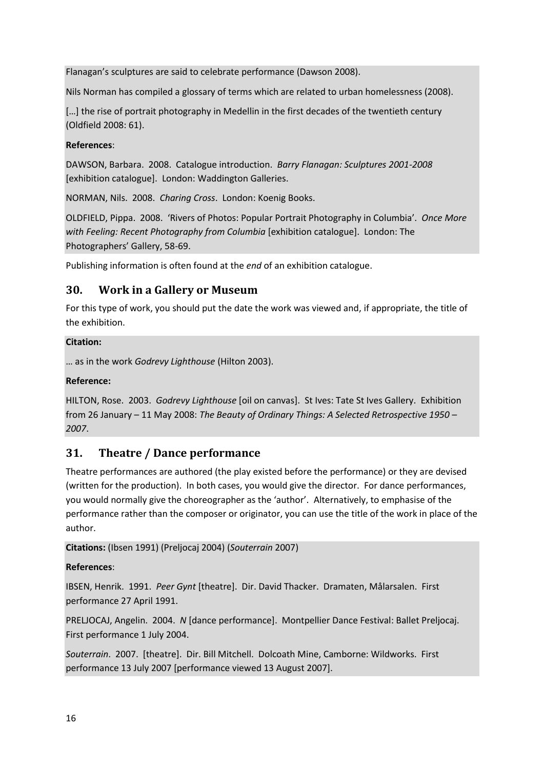Flanagan's sculptures are said to celebrate performance (Dawson 2008).

Nils Norman has compiled a glossary of terms which are related to urban homelessness (2008).

[…] the rise of portrait photography in Medellin in the first decades of the twentieth century (Oldfield 2008: 61).

**References**:

DAWSON, Barbara. 2008. Catalogue introduction. *Barry Flanagan: Sculptures 2001-2008* [exhibition catalogue]. London: Waddington Galleries.

NORMAN, Nils. 2008. *Charing Cross*. London: Koenig Books.

OLDFIELD, Pippa. 2008. 'Rivers of Photos: Popular Portrait Photography in Columbia'. *Once More with Feeling: Recent Photography from Columbia* [exhibition catalogue]. London: The Photographers' Gallery, 58-69.

Publishing information is often found at the *end* of an exhibition catalogue.

## 30. Work in a Gallery or Museum

For this type of work, you should put the date the work was viewed and, if appropriate, the title of the exhibition.

**Citation:**

… as in the work *Godrevy Lighthouse* (Hilton 2003).

**Reference:**

HILTON, Rose. 2003. *Godrevy Lighthouse* [oil on canvas]. St Ives: Tate St Ives Gallery. Exhibition from 26 January – 11 May 2008: *The Beauty of Ordinary Things: A Selected Retrospective 1950 – 2007*.

## 31. Theatre / Dance performance

Theatre performances are authored (the play existed before the performance) or they are devised (written for the production). In both cases, you would give the director. For dance performances, you would normally give the choreographer as the 'author'. Alternatively, to emphasise of the performance rather than the composer or originator, you can use the title of the work in place of the author.

**Citations:** (Ibsen 1991) (Preljocaj 2004) (*Souterrain* 2007)

**References**:

IBSEN, Henrik. 1991. *Peer Gynt* [theatre]. Dir. David Thacker. Dramaten, Målarsalen. First performance 27 April 1991.

PRELJOCAJ, Angelin. 2004. *N* [dance performance]. Montpellier Dance Festival: Ballet Preljocaj. First performance 1 July 2004.

*Souterrain*. 2007. [theatre]. Dir. Bill Mitchell. Dolcoath Mine, Camborne: Wildworks. First performance 13 July 2007 [performance viewed 13 August 2007].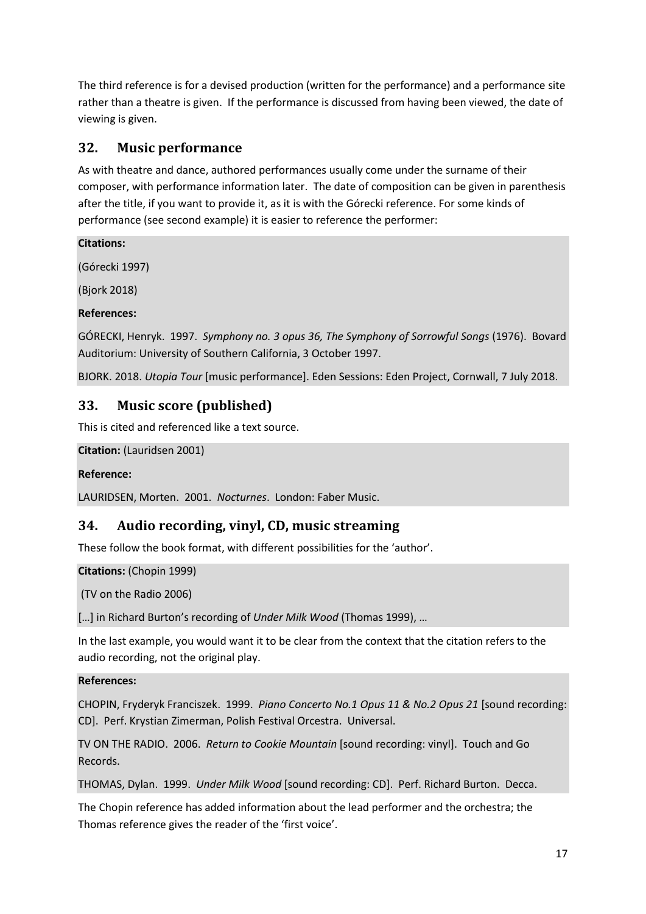The third reference is for a devised production (written for the performance) and a performance site rather than a theatre is given. If the performance is discussed from having been viewed, the date of viewing is given.

## 32. Music performance

As with theatre and dance, authored performances usually come under the surname of their composer, with performance information later. The date of composition can be given in parenthesis after the title, if you want to provide it, as it is with the Górecki reference. For some kinds of performance (see second example) it is easier to reference the performer:

**Citations:**

(Górecki 1997)

(Bjork 2018)

**References:**

GÓRECKI, Henryk. 1997. *Symphony no. 3 opus 36, The Symphony of Sorrowful Songs* (1976). Bovard Auditorium: University of Southern California, 3 October 1997.

BJORK. 2018. *Utopia Tour* [music performance]. Eden Sessions: Eden Project, Cornwall, 7 July 2018.

## 33. Music score (published)

This is cited and referenced like a text source.

**Citation:** (Lauridsen 2001)

**Reference:**

LAURIDSEN, Morten. 2001. *Nocturnes*. London: Faber Music.

## 34. Audio recording, vinyl, CD, music streaming

These follow the book format, with different possibilities for the 'author'.

**Citations:** (Chopin 1999)

(TV on the Radio 2006)

[…] in Richard Burton's recording of *Under Milk Wood* (Thomas 1999), …

In the last example, you would want it to be clear from the context that the citation refers to the audio recording, not the original play.

**References:**

CHOPIN, Fryderyk Franciszek. 1999. *Piano Concerto No.1 Opus 11 & No.2 Opus 21* [sound recording: CD]. Perf. Krystian Zimerman, Polish Festival Orcestra. Universal.

TV ON THE RADIO. 2006. *Return to Cookie Mountain* [sound recording: vinyl]. Touch and Go Records.

THOMAS, Dylan. 1999. *Under Milk Wood* [sound recording: CD]. Perf. Richard Burton. Decca.

The Chopin reference has added information about the lead performer and the orchestra; the Thomas reference gives the reader of the 'first voice'.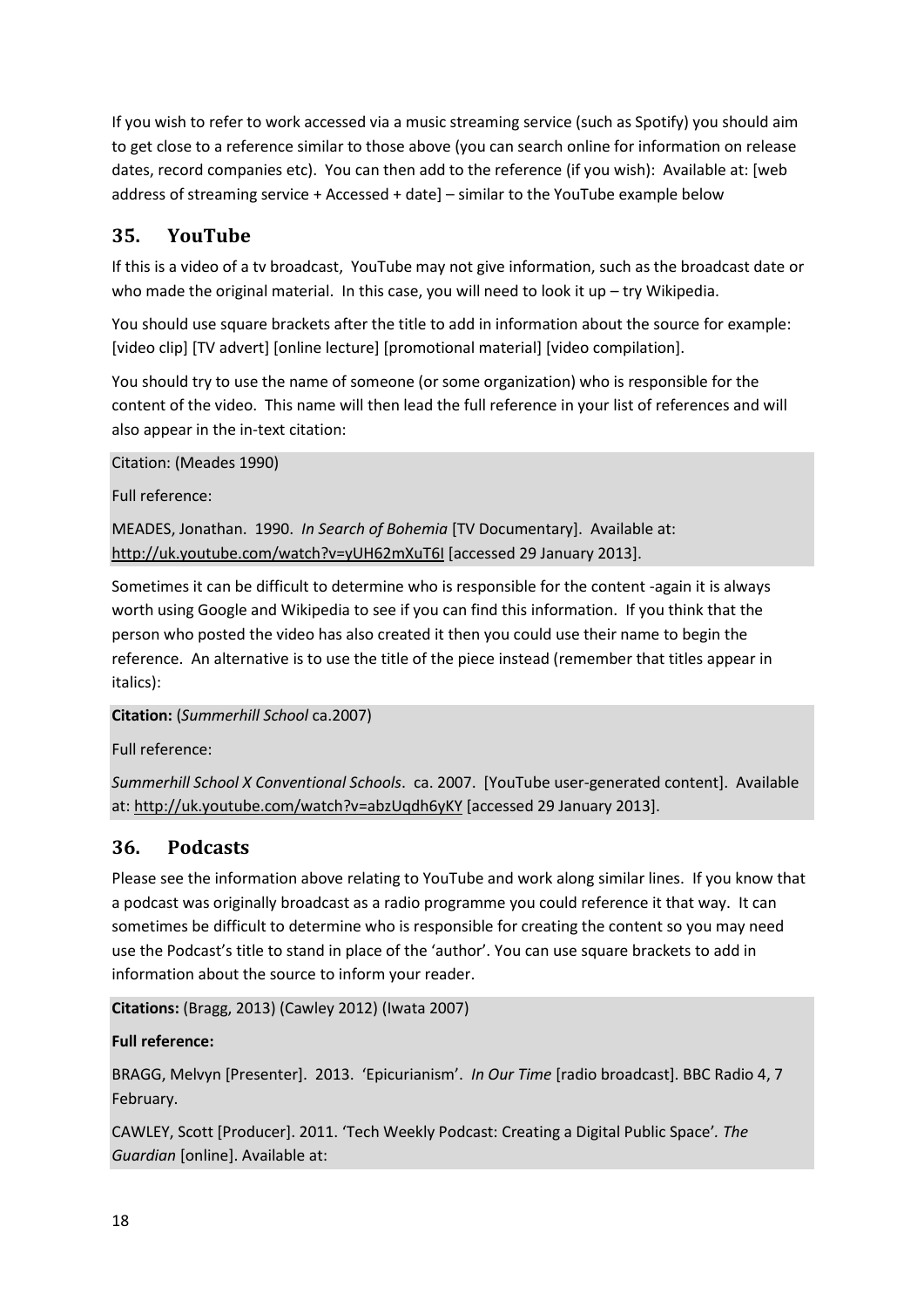If you wish to refer to work accessed via a music streaming service (such as Spotify) you should aim to get close to a reference similar to those above (you can search online for information on release dates, record companies etc). You can then add to the reference (if you wish): Available at: [web address of streaming service + Accessed + date] – similar to the YouTube example below

## 35. YouTube

If this is a video of a tv broadcast, YouTube may not give information, such as the broadcast date or who made the original material. In this case, you will need to look it up – try Wikipedia.

You should use square brackets after the title to add in information about the source for example: [video clip] [TV advert] [online lecture] [promotional material] [video compilation].

You should try to use the name of someone (or some organization) who is responsible for the content of the video. This name will then lead the full reference in your list of references and will also appear in the in-text citation:

Citation: (Meades 1990)

Full reference:

MEADES, Jonathan. 1990. *In Search of Bohemia* [TV Documentary]. Available at: http://uk.youtube.com/watch?v=yUH62mXuT6I [accessed 29 January 2013].

Sometimes it can be difficult to determine who is responsible for the content -again it is always worth using Google and Wikipedia to see if you can find this information. If you think that the person who posted the video has also created it then you could use their name to begin the reference. An alternative is to use the title of the piece instead (remember that titles appear in italics):

**Citation:** (*Summerhill School* ca.2007)

Full reference:

*Summerhill School X Conventional Schools*. ca. 2007. [YouTube user-generated content]. Available at: http://uk.youtube.com/watch?v=abzUqdh6yKY [accessed 29 January 2013].

## 36. Podcasts

Please see the information above relating to YouTube and work along similar lines. If you know that a podcast was originally broadcast as a radio programme you could reference it that way. It can sometimes be difficult to determine who is responsible for creating the content so you may need use the Podcast's title to stand in place of the 'author'. You can use square brackets to add in information about the source to inform your reader.

**Citations:** (Bragg, 2013) (Cawley 2012) (Iwata 2007)

**Full reference:**

BRAGG, Melvyn [Presenter]. 2013. 'Epicurianism'. *In Our Time* [radio broadcast]. BBC Radio 4, 7 February.

CAWLEY, Scott [Producer]. 2011. 'Tech Weekly Podcast: Creating a Digital Public Space'. *The Guardian* [online]. Available at: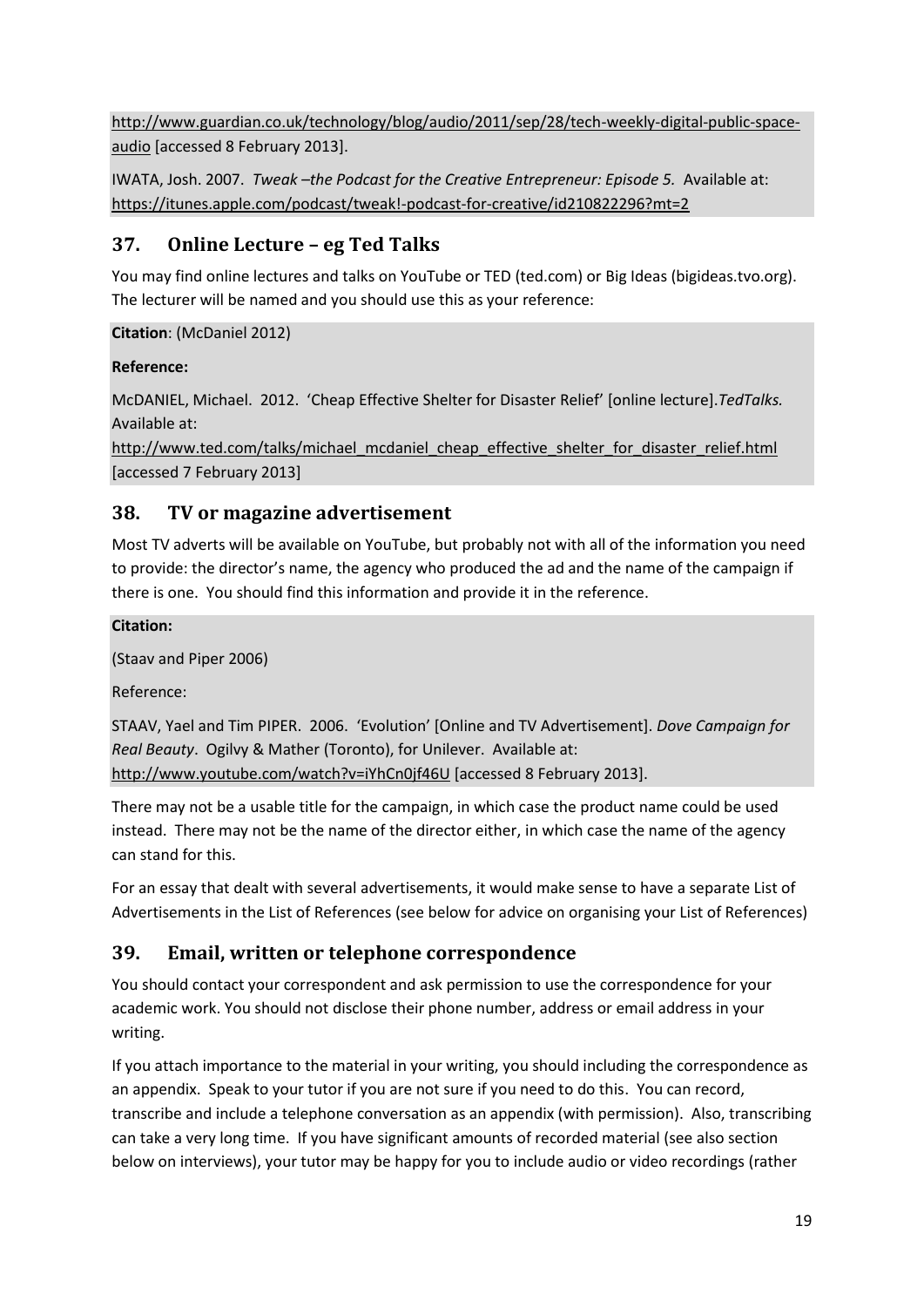http://www.guardian.co.uk/technology/blog/audio/2011/sep/28/tech-weekly-digital-public-space-audio [accessed 8 February 2013].

IWATA, Josh. 2007. *Tweak –the Podcast for the Creative Entrepreneur: Episode 5.* Available at: https://itunes.apple.com/podcast/tweak!-podcast-for-creative/id210822296?mt=2

## 37. Online Lecture – eg Ted Talks

You may find online lectures and talks on YouTube or TED (ted.com) or Big Ideas (bigideas.tvo.org). The lecturer will be named and you should use this as your reference:

**Citation**: (McDaniel 2012)

**Reference:**

McDANIEL, Michael. 2012. 'Cheap Effective Shelter for Disaster Relief' [online lecture].*TedTalks.* Available at: http://www.ted.com/talks/michael_mcdaniel_cheap_effective_shelter_for_disaster_relief.html [accessed 7 February 2013]

## 38. TV or magazine advertisement

Most TV adverts will be available on YouTube, but probably not with all of the information you need to provide: the director's name, the agency who produced the ad and the name of the campaign if there is one. You should find this information and provide it in the reference.

**Citation:**

(Staav and Piper 2006)

Reference:

STAAV, Yael and Tim PIPER. 2006. 'Evolution' [Online and TV Advertisement]. *Dove Campaign for Real Beauty*. Ogilvy & Mather (Toronto), for Unilever. Available at: http://www.youtube.com/watch?v=iYhCn0jf46U [accessed 8 February 2013].

There may not be a usable title for the campaign, in which case the product name could be used instead. There may not be the name of the director either, in which case the name of the agency can stand for this.

For an essay that dealt with several advertisements, it would make sense to have a separate List of Advertisements in the List of References (see below for advice on organising your List of References)

## 39. Email, written or telephone correspondence

You should contact your correspondent and ask permission to use the correspondence for your academic work. You should not disclose their phone number, address or email address in your writing.

If you attach importance to the material in your writing, you should including the correspondence as an appendix. Speak to your tutor if you are not sure if you need to do this. You can record, transcribe and include a telephone conversation as an appendix (with permission). Also, transcribing can take a very long time. If you have significant amounts of recorded material (see also section below on interviews), your tutor may be happy for you to include audio or video recordings (rather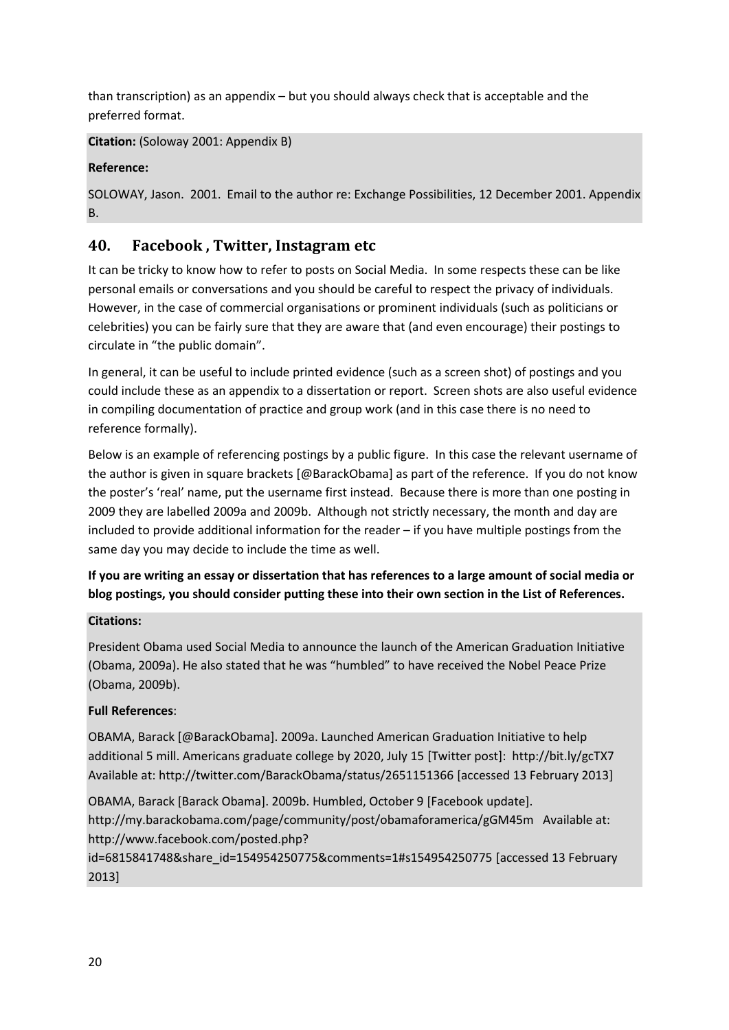than transcription) as an appendix – but you should always check that is acceptable and the preferred format.

**Citation:** (Soloway 2001: Appendix B)

**Reference:**

SOLOWAY, Jason. 2001. Email to the author re: Exchange Possibilities, 12 December 2001. Appendix B.

## 40. Facebook , Twitter, Instagram etc

It can be tricky to know how to refer to posts on Social Media. In some respects these can be like personal emails or conversations and you should be careful to respect the privacy of individuals. However, in the case of commercial organisations or prominent individuals (such as politicians or celebrities) you can be fairly sure that they are aware that (and even encourage) their postings to circulate in "the public domain".

In general, it can be useful to include printed evidence (such as a screen shot) of postings and you could include these as an appendix to a dissertation or report. Screen shots are also useful evidence in compiling documentation of practice and group work (and in this case there is no need to reference formally).

Below is an example of referencing postings by a public figure. In this case the relevant username of the author is given in square brackets [@BarackObama] as part of the reference. If you do not know the poster's 'real' name, put the username first instead. Because there is more than one posting in 2009 they are labelled 2009a and 2009b. Although not strictly necessary, the month and day are included to provide additional information for the reader – if you have multiple postings from the same day you may decide to include the time as well.

**If you are writing an essay or dissertation that has references to a large amount of social media or blog postings, you should consider putting these into their own section in the List of References.**

**Citations:**

President Obama used Social Media to announce the launch of the American Graduation Initiative (Obama, 2009a). He also stated that he was "humbled" to have received the Nobel Peace Prize (Obama, 2009b).

**Full References**:

OBAMA, Barack [@BarackObama]. 2009a. Launched American Graduation Initiative to help additional 5 mill. Americans graduate college by 2020, July 15 [Twitter post]: http://bit.ly/gcTX7 Available at: http://twitter.com/BarackObama/status/2651151366 [accessed 13 February 2013]

OBAMA, Barack [Barack Obama]. 2009b. Humbled, October 9 [Facebook update]. http://my.barackobama.com/page/community/post/obamaforamerica/gGM45m Available at: http://www.facebook.com/posted.php?id=6815841748&share_id=154954250775&comments=1#s154954250775 [accessed 13 February 2013]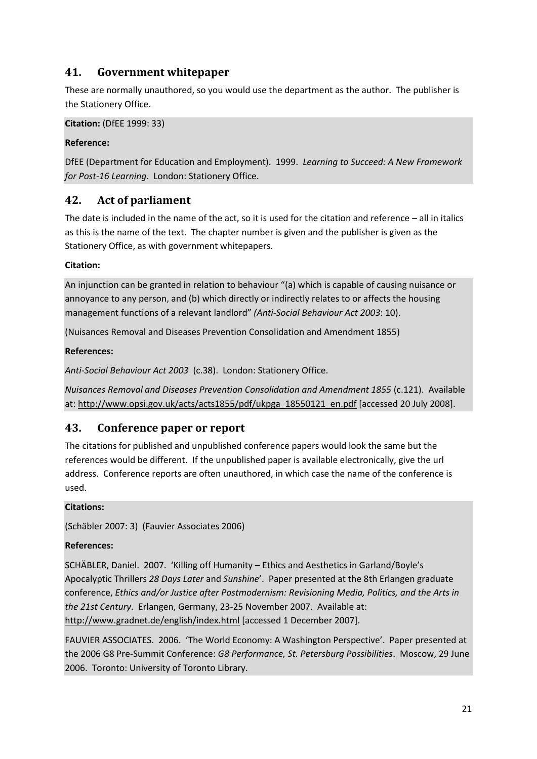## 41. Government whitepaper

These are normally unauthored, so you would use the department as the author. The publisher is the Stationery Office.

**Citation:** (DfEE 1999: 33)

**Reference:**

DfEE (Department for Education and Employment). 1999. *Learning to Succeed: A New Framework for Post-16 Learning*. London: Stationery Office.

## 42. Act of parliament

The date is included in the name of the act, so it is used for the citation and reference – all in italics as this is the name of the text. The chapter number is given and the publisher is given as the Stationery Office, as with government whitepapers.

**Citation:**

An injunction can be granted in relation to behaviour "(a) which is capable of causing nuisance or annoyance to any person, and (b) which directly or indirectly relates to or affects the housing management functions of a relevant landlord" *(Anti-Social Behaviour Act 2003*: 10).

(Nuisances Removal and Diseases Prevention Consolidation and Amendment 1855)

**References:**

*Anti-Social Behaviour Act 2003* (c.38). London: Stationery Office.

*Nuisances Removal and Diseases Prevention Consolidation and Amendment 1855* (c.121). Available at: http://www.opsi.gov.uk/acts/acts1855/pdf/ukpga_18550121_en.pdf [accessed 20 July 2008].

## 43. Conference paper or report

The citations for published and unpublished conference papers would look the same but the references would be different. If the unpublished paper is available electronically, give the url address. Conference reports are often unauthored, in which case the name of the conference is used.

**Citations:**

(Schäbler 2007: 3) (Fauvier Associates 2006)

**References:**

SCHÄBLER, Daniel. 2007. 'Killing off Humanity – Ethics and Aesthetics in Garland/Boyle's Apocalyptic Thrillers *28 Days Later* and *Sunshine*'. Paper presented at the 8th Erlangen graduate conference, *Ethics and/or Justice after Postmodernism: Revisioning Media, Politics, and the Arts in the 21st Century*. Erlangen, Germany, 23-25 November 2007. Available at: http://www.gradnet.de/english/index.html [accessed 1 December 2007].

FAUVIER ASSOCIATES. 2006. 'The World Economy: A Washington Perspective'. Paper presented at the 2006 G8 Pre-Summit Conference: *G8 Performance, St. Petersburg Possibilities*. Moscow, 29 June 2006. Toronto: University of Toronto Library.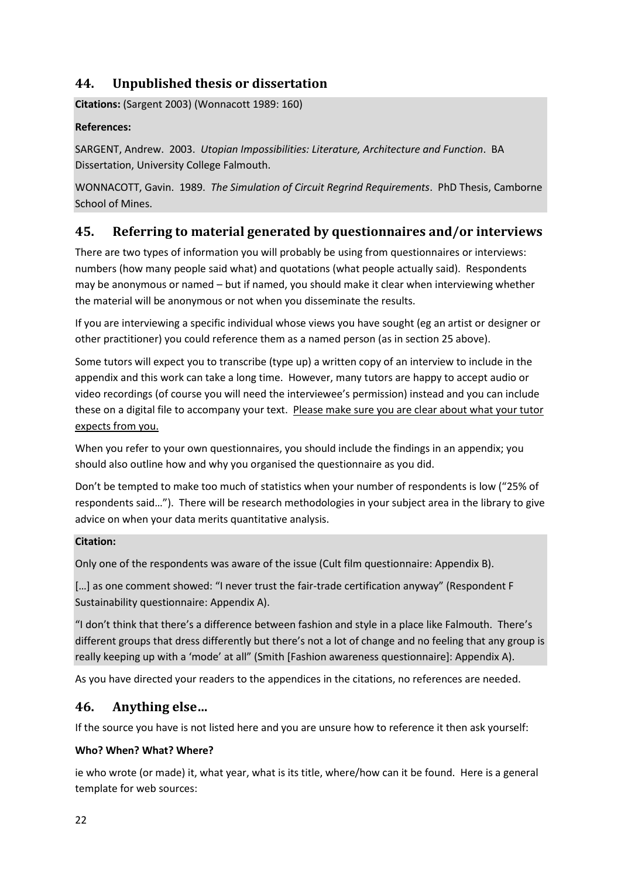## 44. Unpublished thesis or dissertation

**Citations:** (Sargent 2003) (Wonnacott 1989: 160)

**References:**

SARGENT, Andrew. 2003. *Utopian Impossibilities: Literature, Architecture and Function*. BA Dissertation, University College Falmouth.

WONNACOTT, Gavin. 1989. *The Simulation of Circuit Regrind Requirements*. PhD Thesis, Camborne School of Mines.

## 45. Referring to material generated by questionnaires and/or interviews

There are two types of information you will probably be using from questionnaires or interviews: numbers (how many people said what) and quotations (what people actually said). Respondents may be anonymous or named – but if named, you should make it clear when interviewing whether the material will be anonymous or not when you disseminate the results.

If you are interviewing a specific individual whose views you have sought (eg an artist or designer or other practitioner) you could reference them as a named person (as in section 25 above).

Some tutors will expect you to transcribe (type up) a written copy of an interview to include in the appendix and this work can take a long time. However, many tutors are happy to accept audio or video recordings (of course you will need the interviewee's permission) instead and you can include these on a digital file to accompany your text. <u>Please make sure you are clear about what your tutor expects from you.</u>

When you refer to your own questionnaires, you should include the findings in an appendix; you should also outline how and why you organised the questionnaire as you did.

Don't be tempted to make too much of statistics when your number of respondents is low ("25% of respondents said…"). There will be research methodologies in your subject area in the library to give advice on when your data merits quantitative analysis.

**Citation:**

Only one of the respondents was aware of the issue (Cult film questionnaire: Appendix B).

[…] as one comment showed: "I never trust the fair-trade certification anyway" (Respondent F Sustainability questionnaire: Appendix A).

"I don't think that there's a difference between fashion and style in a place like Falmouth. There's different groups that dress differently but there's not a lot of change and no feeling that any group is really keeping up with a 'mode' at all" (Smith [Fashion awareness questionnaire]: Appendix A).

As you have directed your readers to the appendices in the citations, no references are needed.

## 46. Anything else…

If the source you have is not listed here and you are unsure how to reference it then ask yourself:

**Who? When? What? Where?**

ie who wrote (or made) it, what year, what is its title, where/how can it be found. Here is a general template for web sources: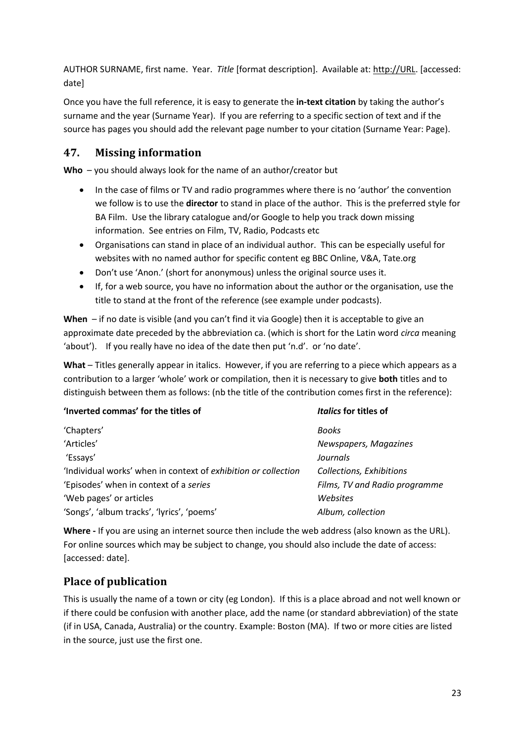AUTHOR SURNAME, first name. Year. *Title* [format description]. Available at: http://URL. [accessed: date]

Once you have the full reference, it is easy to generate the **in-text citation** by taking the author's surname and the year (Surname Year). If you are referring to a specific section of text and if the source has pages you should add the relevant page number to your citation (Surname Year: Page).

## 47. Missing information

**Who** – you should always look for the name of an author/creator but

- In the case of films or TV and radio programmes where there is no 'author' the convention we follow is to use the **director** to stand in place of the author. This is the preferred style for BA Film. Use the library catalogue and/or Google to help you track down missing information. See entries on Film, TV, Radio, Podcasts etc
- Organisations can stand in place of an individual author. This can be especially useful for websites with no named author for specific content eg BBC Online, V&A, Tate.org
- Don't use 'Anon.' (short for anonymous) unless the original source uses it.
- If, for a web source, you have no information about the author or the organisation, use the title to stand at the front of the reference (see example under podcasts).

**When** – if no date is visible (and you can't find it via Google) then it is acceptable to give an approximate date preceded by the abbreviation ca. (which is short for the Latin word *circa* meaning 'about'). If you really have no idea of the date then put 'n.d'. or 'no date'.

**What** – Titles generally appear in italics. However, if you are referring to a piece which appears as a contribution to a larger 'whole' work or compilation, then it is necessary to give **both** titles and to distinguish between them as follows: (nb the title of the contribution comes first in the reference):

| **'Inverted commas' for the titles of** | ***Italics* for titles of** |
|---|---|
| 'Chapters' | *Books* |
| 'Articles' | *Newspapers, Magazines* |
| 'Essays' | *Journals* |
| 'Individual works' when in context of *exhibition or collection* | *Collections, Exhibitions* |
| 'Episodes' when in context of a *series* | *Films, TV and Radio programme* |
| 'Web pages' or articles | *Websites* |
| 'Songs', 'album tracks', 'lyrics', 'poems' | *Album, collection* |

**Where -** If you are using an internet source then include the web address (also known as the URL). For online sources which may be subject to change, you should also include the date of access: [accessed: date].

## Place of publication

This is usually the name of a town or city (eg London). If this is a place abroad and not well known or if there could be confusion with another place, add the name (or standard abbreviation) of the state (if in USA, Canada, Australia) or the country. Example: Boston (MA). If two or more cities are listed in the source, just use the first one.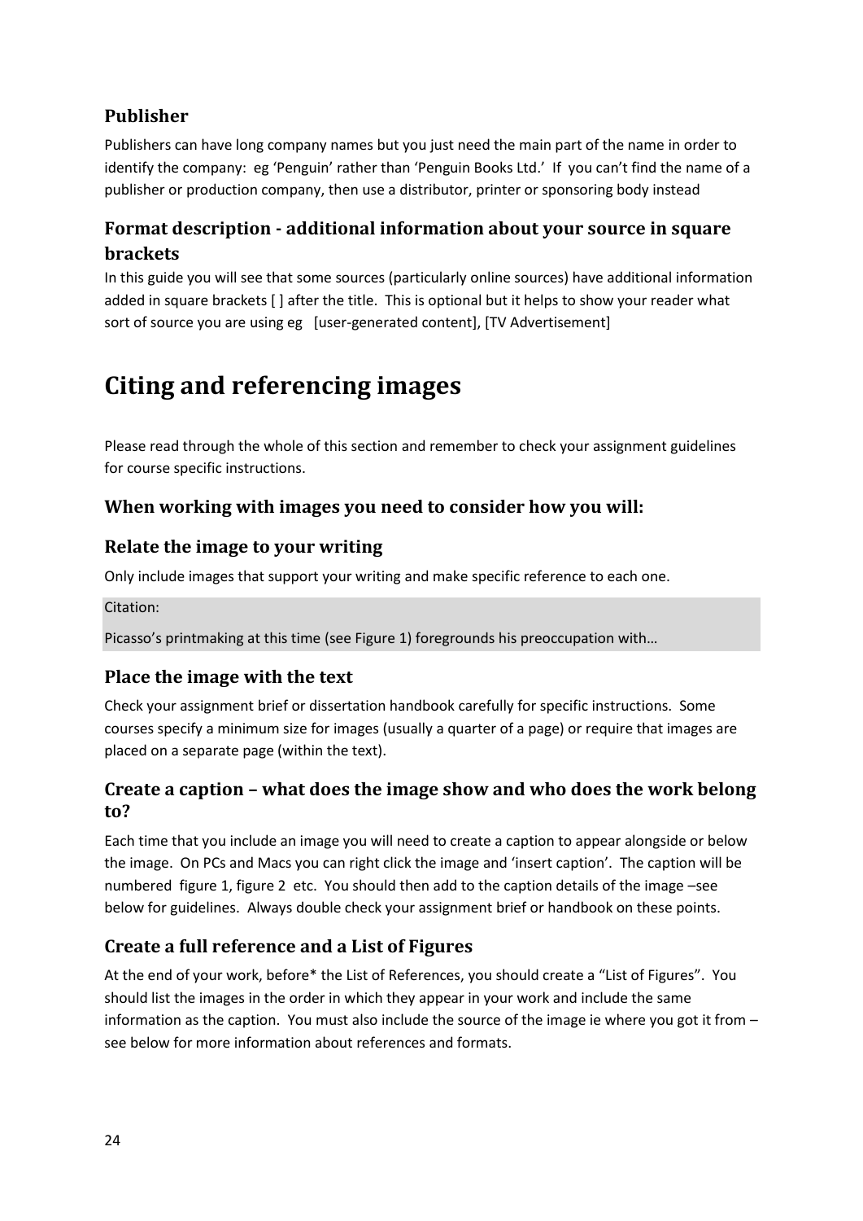### Publisher

Publishers can have long company names but you just need the main part of the name in order to identify the company: eg 'Penguin' rather than 'Penguin Books Ltd.' If you can't find the name of a publisher or production company, then use a distributor, printer or sponsoring body instead

### Format description - additional information about your source in square brackets

In this guide you will see that some sources (particularly online sources) have additional information added in square brackets [ ] after the title. This is optional but it helps to show your reader what sort of source you are using eg [user-generated content], [TV Advertisement]

## Citing and referencing images

Please read through the whole of this section and remember to check your assignment guidelines for course specific instructions.

### When working with images you need to consider how you will:

### Relate the image to your writing

Only include images that support your writing and make specific reference to each one.

Citation:

Picasso's printmaking at this time (see Figure 1) foregrounds his preoccupation with…

### Place the image with the text

Check your assignment brief or dissertation handbook carefully for specific instructions. Some courses specify a minimum size for images (usually a quarter of a page) or require that images are placed on a separate page (within the text).

### Create a caption – what does the image show and who does the work belong to?

Each time that you include an image you will need to create a caption to appear alongside or below the image. On PCs and Macs you can right click the image and 'insert caption'. The caption will be numbered figure 1, figure 2 etc. You should then add to the caption details of the image –see below for guidelines. Always double check your assignment brief or handbook on these points.

### Create a full reference and a List of Figures

At the end of your work, before* the List of References, you should create a "List of Figures". You should list the images in the order in which they appear in your work and include the same information as the caption. You must also include the source of the image ie where you got it from – see below for more information about references and formats.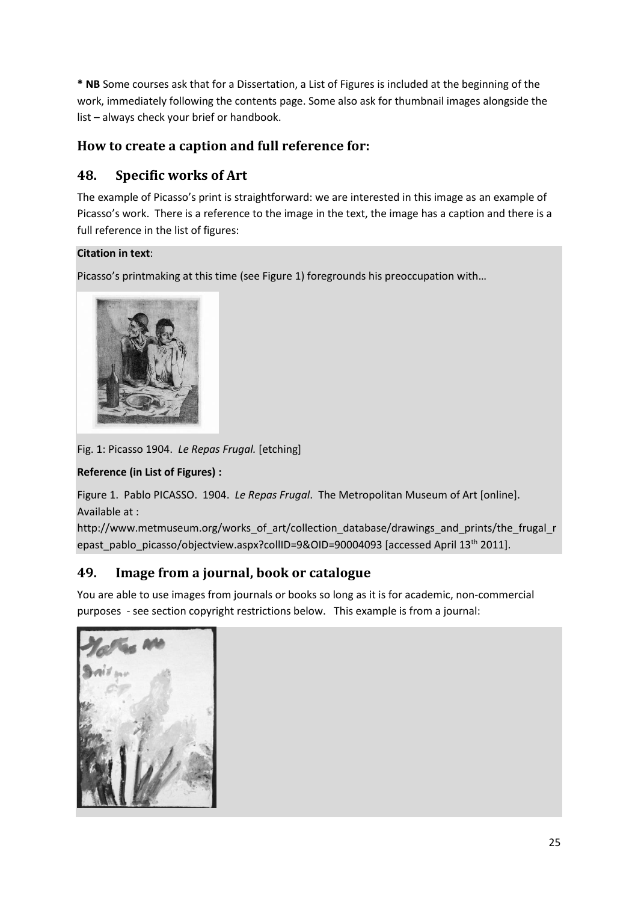**\* NB** Some courses ask that for a Dissertation, a List of Figures is included at the beginning of the work, immediately following the contents page. Some also ask for thumbnail images alongside the list – always check your brief or handbook.

## How to create a caption and full reference for:

## 48. Specific works of Art

The example of Picasso's print is straightforward: we are interested in this image as an example of Picasso's work. There is a reference to the image in the text, the image has a caption and there is a full reference in the list of figures:

**Citation in text**:

Picasso's printmaking at this time (see Figure 1) foregrounds his preoccupation with…

Fig. 1: Picasso 1904. *Le Repas Frugal.* [etching]

**Reference (in List of Figures) :**

Figure 1. Pablo PICASSO. 1904. *Le Repas Frugal*. The Metropolitan Museum of Art [online]. Available at : http://www.metmuseum.org/works_of_art/collection_database/drawings_and_prints/the_frugal_repast_pablo_picasso/objectview.aspx?collID=9&OID=90004093 [accessed April 13th 2011].

## 49. Image from a journal, book or catalogue

You are able to use images from journals or books so long as it is for academic, non-commercial purposes - see section copyright restrictions below. This example is from a journal: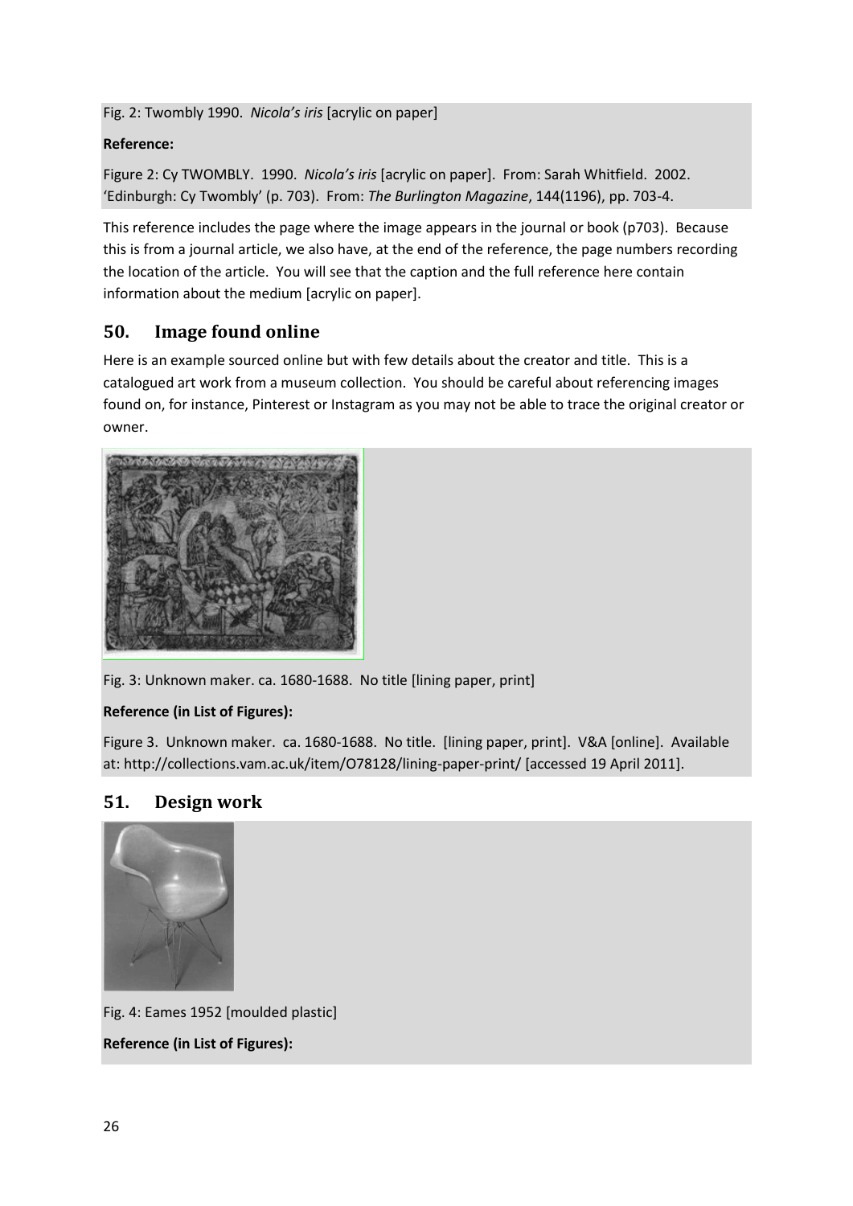Fig. 2: Twombly 1990. *Nicola's iris* [acrylic on paper]

**Reference:**

Figure 2: Cy TWOMBLY. 1990. *Nicola's iris* [acrylic on paper]. From: Sarah Whitfield. 2002. 'Edinburgh: Cy Twombly' (p. 703). From: *The Burlington Magazine*, 144(1196), pp. 703-4.

This reference includes the page where the image appears in the journal or book (p703). Because this is from a journal article, we also have, at the end of the reference, the page numbers recording the location of the article. You will see that the caption and the full reference here contain information about the medium [acrylic on paper].

## 50. Image found online

Here is an example sourced online but with few details about the creator and title. This is a catalogued art work from a museum collection. You should be careful about referencing images found on, for instance, Pinterest or Instagram as you may not be able to trace the original creator or owner.

Fig. 3: Unknown maker. ca. 1680-1688. No title [lining paper, print]

**Reference (in List of Figures):**

Figure 3. Unknown maker. ca. 1680-1688. No title. [lining paper, print]. V&A [online]. Available at: http://collections.vam.ac.uk/item/O78128/lining-paper-print/ [accessed 19 April 2011].

## 51. Design work

Fig. 4: Eames 1952 [moulded plastic]

**Reference (in List of Figures):**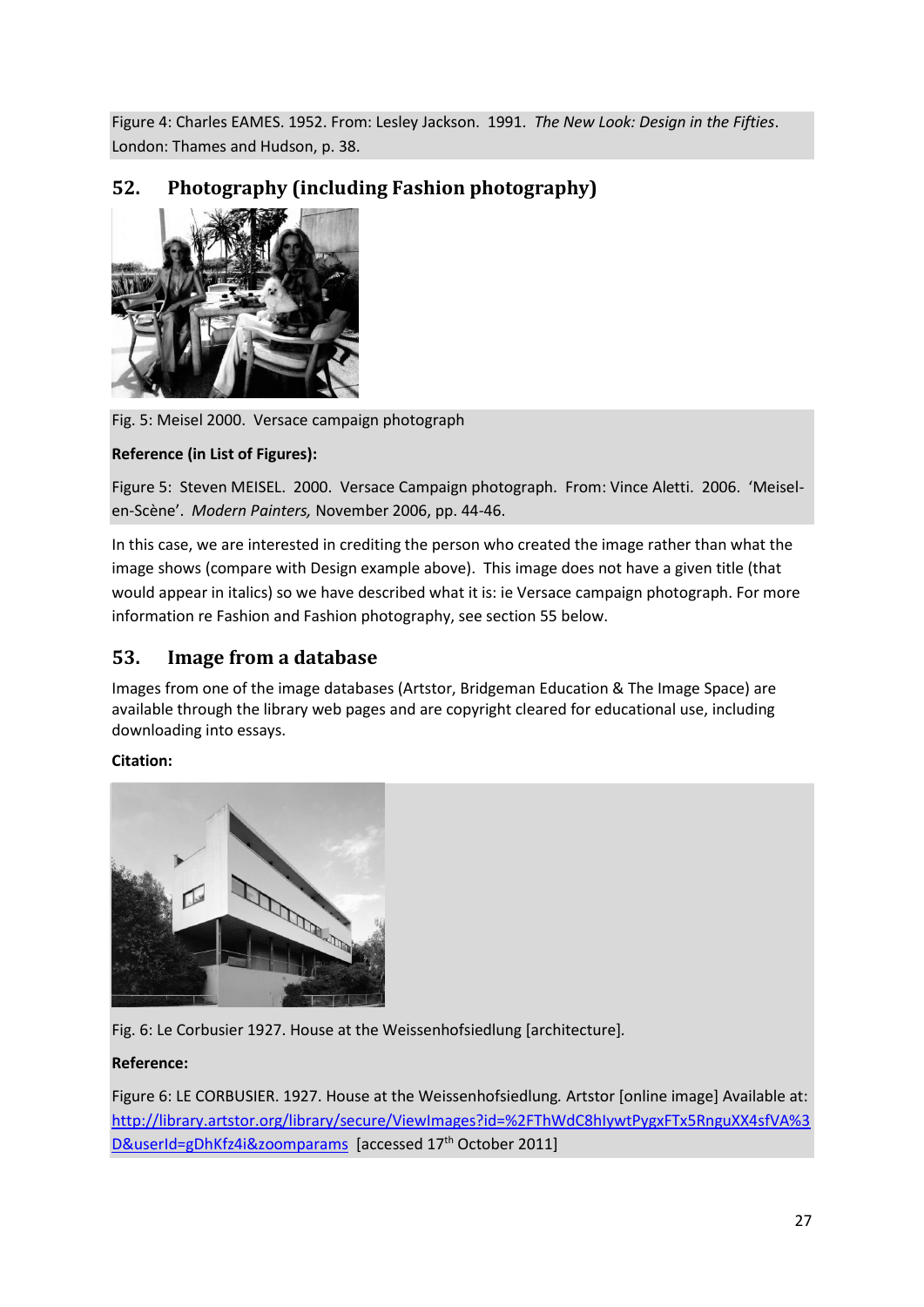Figure 4: Charles EAMES. 1952. From: Lesley Jackson. 1991. *The New Look: Design in the Fifties*. London: Thames and Hudson, p. 38.

## 52. Photography (including Fashion photography)

Fig. 5: Meisel 2000. Versace campaign photograph

**Reference (in List of Figures):**

Figure 5: Steven MEISEL. 2000. Versace Campaign photograph. From: Vince Aletti. 2006. 'Meisel-en-Scène'. *Modern Painters,* November 2006, pp. 44-46.

In this case, we are interested in crediting the person who created the image rather than what the image shows (compare with Design example above). This image does not have a given title (that would appear in italics) so we have described what it is: ie Versace campaign photograph. For more information re Fashion and Fashion photography, see section 55 below.

## 53. Image from a database

Images from one of the image databases (Artstor, Bridgeman Education & The Image Space) are available through the library web pages and are copyright cleared for educational use, including downloading into essays.

**Citation:**

Fig. 6: Le Corbusier 1927. House at the Weissenhofsiedlung [architecture].

**Reference:**

Figure 6: LE CORBUSIER. 1927. House at the Weissenhofsiedlung. Artstor [online image] Available at: http://library.artstor.org/library/secure/ViewImages?id=%2FThWdC8hIywtPygxFTx5RnguXX4sfVA%3D&userId=gDhKfz4i&zoomparams [accessed 17th October 2011]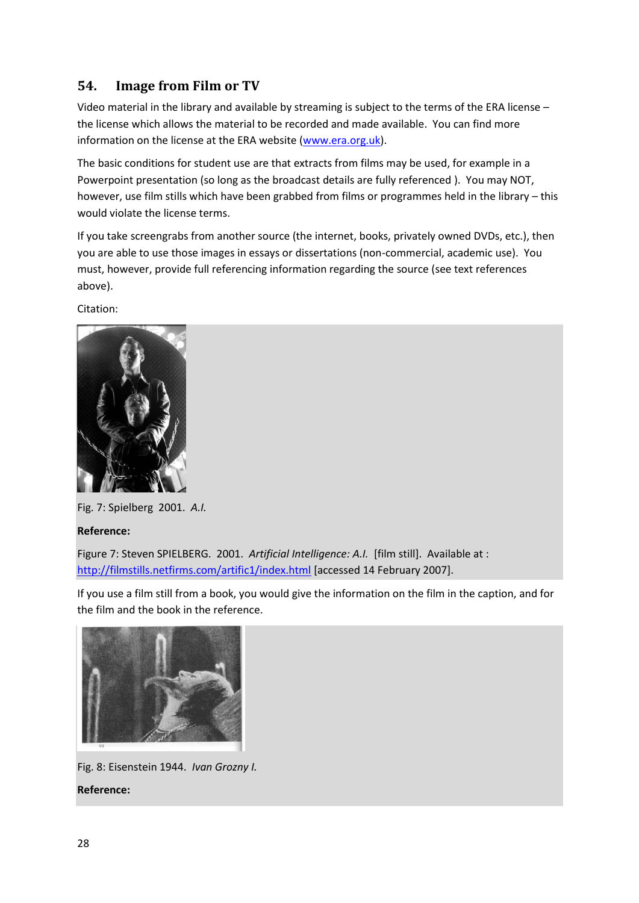## 54. Image from Film or TV

Video material in the library and available by streaming is subject to the terms of the ERA license – the license which allows the material to be recorded and made available. You can find more information on the license at the ERA website (www.era.org.uk).

The basic conditions for student use are that extracts from films may be used, for example in a Powerpoint presentation (so long as the broadcast details are fully referenced ). You may NOT, however, use film stills which have been grabbed from films or programmes held in the library – this would violate the license terms.

If you take screengrabs from another source (the internet, books, privately owned DVDs, etc.), then you are able to use those images in essays or dissertations (non-commercial, academic use). You must, however, provide full referencing information regarding the source (see text references above).

Citation:

Fig. 7: Spielberg 2001. *A.I.*

**Reference:**

Figure 7: Steven SPIELBERG. 2001. *Artificial Intelligence: A.I.* [film still]. Available at : http://filmstills.netfirms.com/artific1/index.html [accessed 14 February 2007].

If you use a film still from a book, you would give the information on the film in the caption, and for the film and the book in the reference.

Fig. 8: Eisenstein 1944. *Ivan Grozny I.*

**Reference:**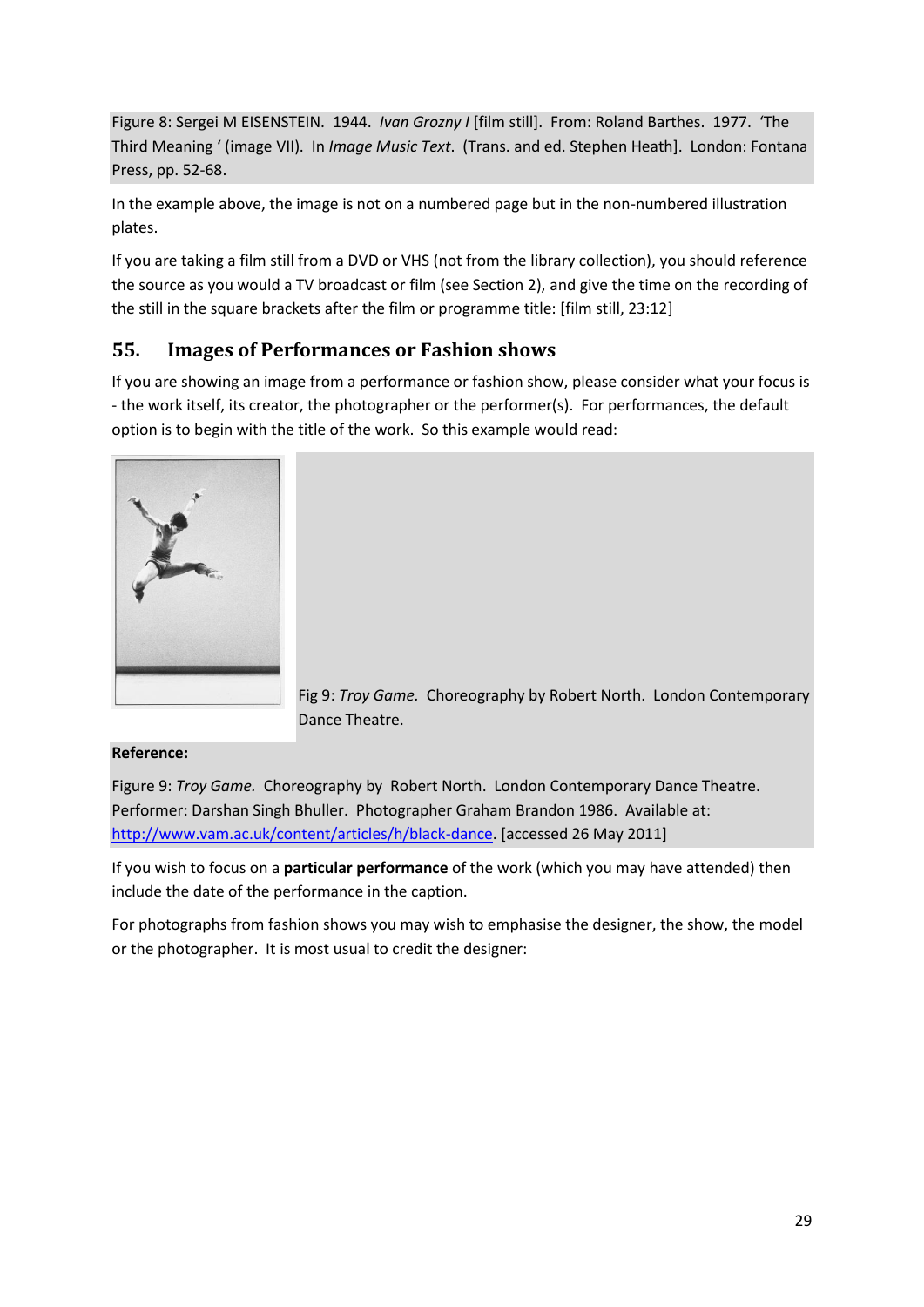Figure 8: Sergei M EISENSTEIN. 1944. *Ivan Grozny I* [film still]. From: Roland Barthes. 1977. 'The Third Meaning ' (image VII). In *Image Music Text*. (Trans. and ed. Stephen Heath]. London: Fontana Press, pp. 52-68.

In the example above, the image is not on a numbered page but in the non-numbered illustration plates.

If you are taking a film still from a DVD or VHS (not from the library collection), you should reference the source as you would a TV broadcast or film (see Section 2), and give the time on the recording of the still in the square brackets after the film or programme title: [film still, 23:12]

## 55. Images of Performances or Fashion shows

If you are showing an image from a performance or fashion show, please consider what your focus is - the work itself, its creator, the photographer or the performer(s). For performances, the default option is to begin with the title of the work. So this example would read:

Fig 9: *Troy Game.* Choreography by Robert North. London Contemporary Dance Theatre.

**Reference:**

Figure 9: *Troy Game.* Choreography by Robert North. London Contemporary Dance Theatre. Performer: Darshan Singh Bhuller. Photographer Graham Brandon 1986. Available at: http://www.vam.ac.uk/content/articles/h/black-dance. [accessed 26 May 2011]

If you wish to focus on a **particular performance** of the work (which you may have attended) then include the date of the performance in the caption.

For photographs from fashion shows you may wish to emphasise the designer, the show, the model or the photographer. It is most usual to credit the designer: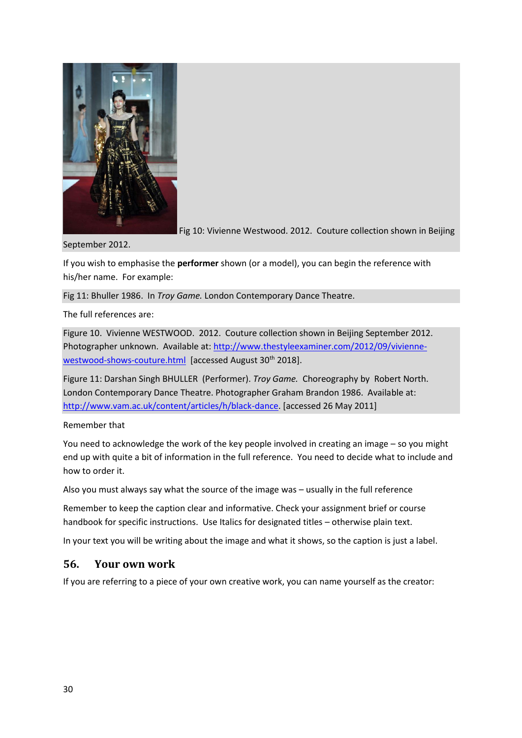Fig 10: Vivienne Westwood. 2012. Couture collection shown in Beijing September 2012.

If you wish to emphasise the **performer** shown (or a model), you can begin the reference with his/her name. For example:

Fig 11: Bhuller 1986. In *Troy Game.* London Contemporary Dance Theatre.

The full references are:

Figure 10. Vivienne WESTWOOD. 2012. Couture collection shown in Beijing September 2012. Photographer unknown. Available at: http://www.thestyleexaminer.com/2012/09/vivienne-westwood-shows-couture.html [accessed August 30th 2018].

Figure 11: Darshan Singh BHULLER (Performer). *Troy Game.* Choreography by Robert North. London Contemporary Dance Theatre. Photographer Graham Brandon 1986. Available at: http://www.vam.ac.uk/content/articles/h/black-dance. [accessed 26 May 2011]

Remember that

You need to acknowledge the work of the key people involved in creating an image – so you might end up with quite a bit of information in the full reference. You need to decide what to include and how to order it.

Also you must always say what the source of the image was – usually in the full reference

Remember to keep the caption clear and informative. Check your assignment brief or course handbook for specific instructions. Use Italics for designated titles – otherwise plain text.

In your text you will be writing about the image and what it shows, so the caption is just a label.

## 56. Your own work

If you are referring to a piece of your own creative work, you can name yourself as the creator: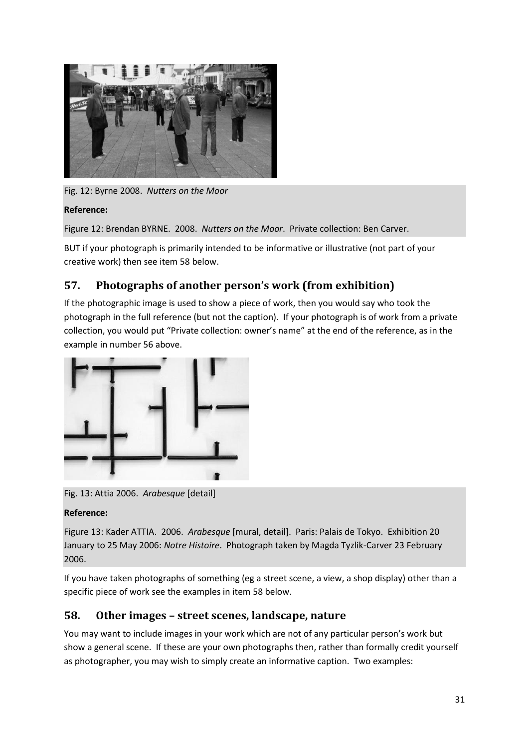Fig. 12: Byrne 2008. *Nutters on the Moor*

**Reference:**

Figure 12: Brendan BYRNE. 2008. *Nutters on the Moor*. Private collection: Ben Carver.

BUT if your photograph is primarily intended to be informative or illustrative (not part of your creative work) then see item 58 below.

## 57. Photographs of another person's work (from exhibition)

If the photographic image is used to show a piece of work, then you would say who took the photograph in the full reference (but not the caption). If your photograph is of work from a private collection, you would put "Private collection: owner's name" at the end of the reference, as in the example in number 56 above.

Fig. 13: Attia 2006. *Arabesque* [detail]

**Reference:**

Figure 13: Kader ATTIA. 2006. *Arabesque* [mural, detail]. Paris: Palais de Tokyo. Exhibition 20 January to 25 May 2006: *Notre Histoire*. Photograph taken by Magda Tyzlik-Carver 23 February 2006.

If you have taken photographs of something (eg a street scene, a view, a shop display) other than a specific piece of work see the examples in item 58 below.

## 58. Other images – street scenes, landscape, nature

You may want to include images in your work which are not of any particular person's work but show a general scene. If these are your own photographs then, rather than formally credit yourself as photographer, you may wish to simply create an informative caption. Two examples: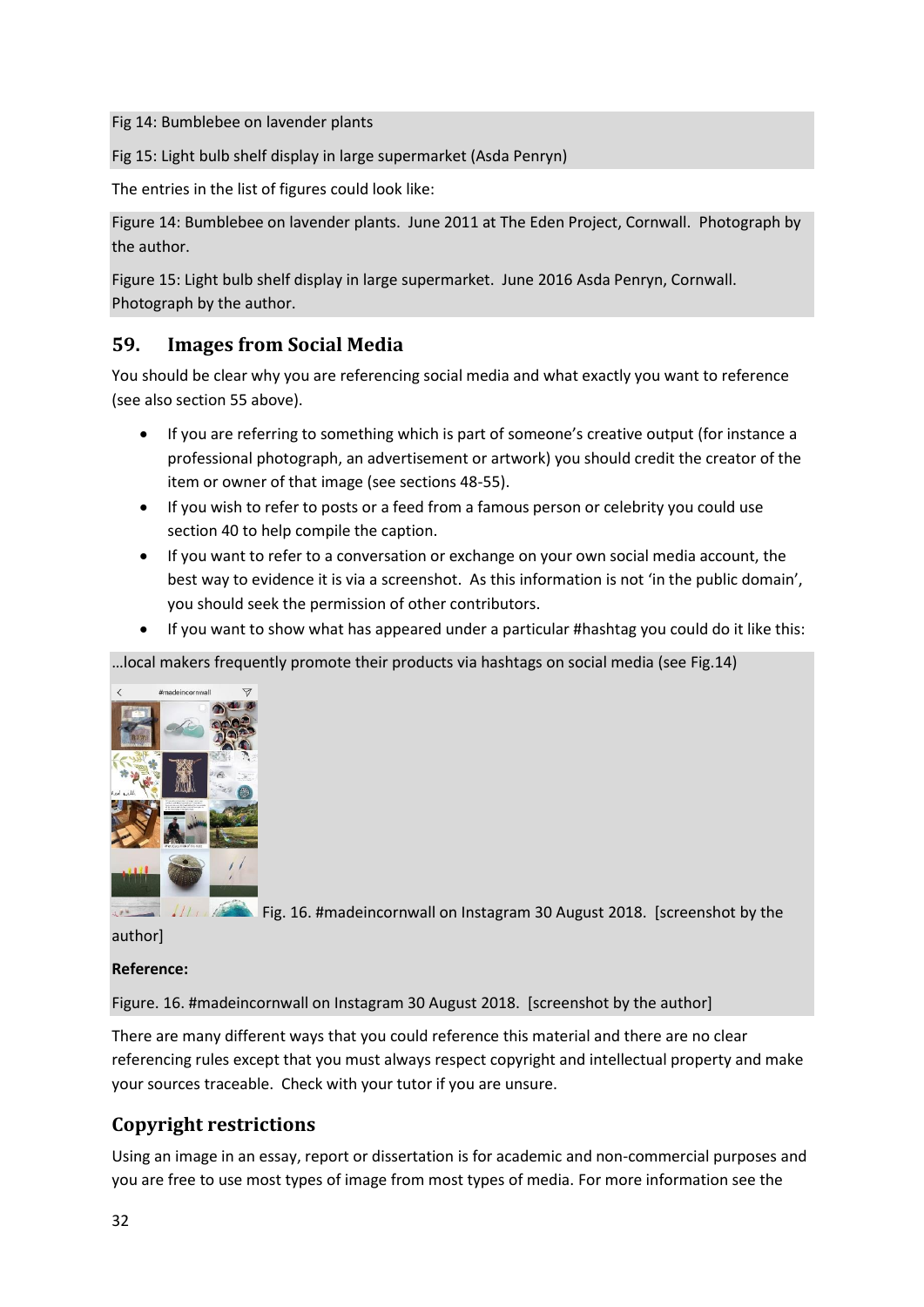Fig 14: Bumblebee on lavender plants

Fig 15: Light bulb shelf display in large supermarket (Asda Penryn)

The entries in the list of figures could look like:

Figure 14: Bumblebee on lavender plants. June 2011 at The Eden Project, Cornwall. Photograph by the author.

Figure 15: Light bulb shelf display in large supermarket. June 2016 Asda Penryn, Cornwall. Photograph by the author.

## 59. Images from Social Media

You should be clear why you are referencing social media and what exactly you want to reference (see also section 55 above).

- If you are referring to something which is part of someone's creative output (for instance a professional photograph, an advertisement or artwork) you should credit the creator of the item or owner of that image (see sections 48-55).
- If you wish to refer to posts or a feed from a famous person or celebrity you could use section 40 to help compile the caption.
- If you want to refer to a conversation or exchange on your own social media account, the best way to evidence it is via a screenshot. As this information is not 'in the public domain', you should seek the permission of other contributors.
- If you want to show what has appeared under a particular #hashtag you could do it like this:

…local makers frequently promote their products via hashtags on social media (see Fig.14)

Fig. 16. #madeincornwall on Instagram 30 August 2018. [screenshot by the author]

**Reference:**

Figure. 16. #madeincornwall on Instagram 30 August 2018. [screenshot by the author]

There are many different ways that you could reference this material and there are no clear referencing rules except that you must always respect copyright and intellectual property and make your sources traceable. Check with your tutor if you are unsure.

## Copyright restrictions

Using an image in an essay, report or dissertation is for academic and non-commercial purposes and you are free to use most types of image from most types of media. For more information see the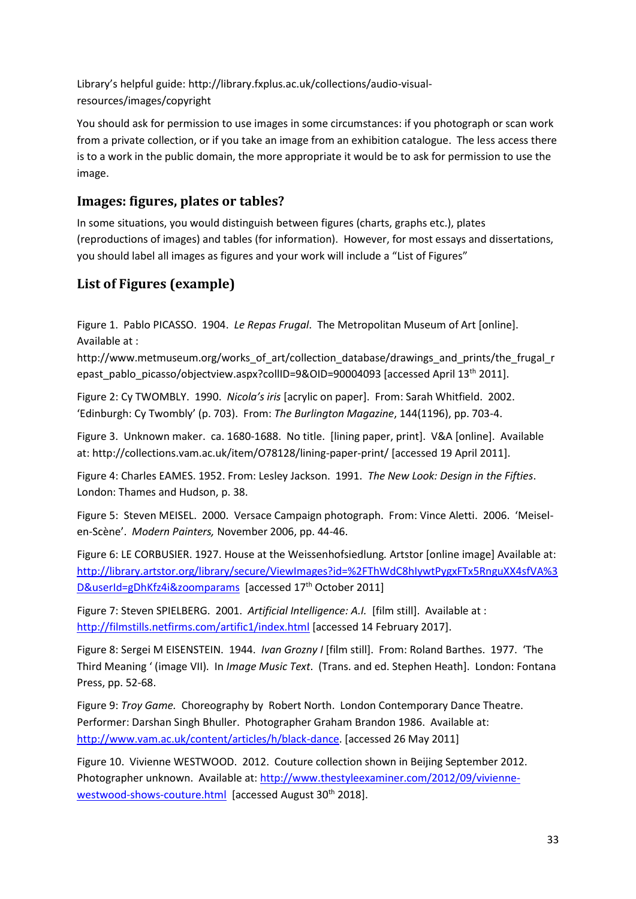Library's helpful guide: http://library.fxplus.ac.uk/collections/audio-visual-resources/images/copyright

You should ask for permission to use images in some circumstances: if you photograph or scan work from a private collection, or if you take an image from an exhibition catalogue. The less access there is to a work in the public domain, the more appropriate it would be to ask for permission to use the image.

## Images: figures, plates or tables?

In some situations, you would distinguish between figures (charts, graphs etc.), plates (reproductions of images) and tables (for information). However, for most essays and dissertations, you should label all images as figures and your work will include a "List of Figures"

## List of Figures (example)

Figure 1. Pablo PICASSO. 1904. *Le Repas Frugal*. The Metropolitan Museum of Art [online]. Available at : http://www.metmuseum.org/works_of_art/collection_database/drawings_and_prints/the_frugal_repast_pablo_picasso/objectview.aspx?collID=9&OID=90004093 [accessed April 13th 2011].

Figure 2: Cy TWOMBLY. 1990. *Nicola's iris* [acrylic on paper]. From: Sarah Whitfield. 2002. 'Edinburgh: Cy Twombly' (p. 703). From: *The Burlington Magazine*, 144(1196), pp. 703-4.

Figure 3. Unknown maker. ca. 1680-1688. No title. [lining paper, print]. V&A [online]. Available at: http://collections.vam.ac.uk/item/O78128/lining-paper-print/ [accessed 19 April 2011].

Figure 4: Charles EAMES. 1952. From: Lesley Jackson. 1991. *The New Look: Design in the Fifties*. London: Thames and Hudson, p. 38.

Figure 5: Steven MEISEL. 2000. Versace Campaign photograph. From: Vince Aletti. 2006. 'Meisel-en-Scène'. *Modern Painters,* November 2006, pp. 44-46.

Figure 6: LE CORBUSIER. 1927. House at the Weissenhofsiedlung. Artstor [online image] Available at: http://library.artstor.org/library/secure/ViewImages?id=%2FThWdC8hIywtPygxFTx5RnguXX4sfVA%3D&userId=gDhKfz4i&zoomparams [accessed 17th October 2011]

Figure 7: Steven SPIELBERG. 2001. *Artificial Intelligence: A.I.* [film still]. Available at : http://filmstills.netfirms.com/artific1/index.html [accessed 14 February 2017].

Figure 8: Sergei M EISENSTEIN. 1944. *Ivan Grozny I* [film still]. From: Roland Barthes. 1977. 'The Third Meaning ' (image VII). In *Image Music Text*. (Trans. and ed. Stephen Heath]. London: Fontana Press, pp. 52-68.

Figure 9: *Troy Game.* Choreography by Robert North. London Contemporary Dance Theatre. Performer: Darshan Singh Bhuller. Photographer Graham Brandon 1986. Available at: http://www.vam.ac.uk/content/articles/h/black-dance. [accessed 26 May 2011]

Figure 10. Vivienne WESTWOOD. 2012. Couture collection shown in Beijing September 2012. Photographer unknown. Available at: http://www.thestyleexaminer.com/2012/09/vivienne-westwood-shows-couture.html [accessed August 30th 2018].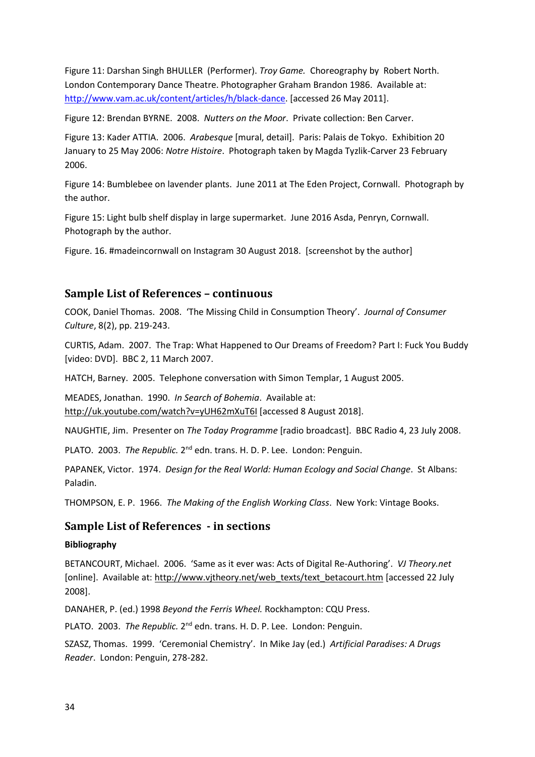Figure 11: Darshan Singh BHULLER (Performer). *Troy Game.* Choreography by Robert North. London Contemporary Dance Theatre. Photographer Graham Brandon 1986. Available at: http://www.vam.ac.uk/content/articles/h/black-dance. [accessed 26 May 2011].

Figure 12: Brendan BYRNE. 2008. *Nutters on the Moor*. Private collection: Ben Carver.

Figure 13: Kader ATTIA. 2006. *Arabesque* [mural, detail]. Paris: Palais de Tokyo. Exhibition 20 January to 25 May 2006: *Notre Histoire*. Photograph taken by Magda Tyzlik-Carver 23 February 2006.

Figure 14: Bumblebee on lavender plants. June 2011 at The Eden Project, Cornwall. Photograph by the author.

Figure 15: Light bulb shelf display in large supermarket. June 2016 Asda, Penryn, Cornwall. Photograph by the author.

Figure. 16. #madeincornwall on Instagram 30 August 2018. [screenshot by the author]

## Sample List of References – continuous

COOK, Daniel Thomas. 2008. 'The Missing Child in Consumption Theory'. *Journal of Consumer Culture*, 8(2), pp. 219-243.

CURTIS, Adam. 2007. The Trap: What Happened to Our Dreams of Freedom? Part I: Fuck You Buddy [video: DVD]. BBC 2, 11 March 2007.

HATCH, Barney. 2005. Telephone conversation with Simon Templar, 1 August 2005.

MEADES, Jonathan. 1990. *In Search of Bohemia*. Available at: http://uk.youtube.com/watch?v=yUH62mXuT6I [accessed 8 August 2018].

NAUGHTIE, Jim. Presenter on *The Today Programme* [radio broadcast]. BBC Radio 4, 23 July 2008.

PLATO. 2003. *The Republic.* 2nd edn. trans. H. D. P. Lee. London: Penguin.

PAPANEK, Victor. 1974. *Design for the Real World: Human Ecology and Social Change*. St Albans: Paladin.

THOMPSON, E. P. 1966. *The Making of the English Working Class*. New York: Vintage Books.

## Sample List of References - in sections

**Bibliography**

BETANCOURT, Michael. 2006. 'Same as it ever was: Acts of Digital Re-Authoring'. *VJ Theory.net* [online]. Available at: http://www.vjtheory.net/web_texts/text_betacourt.htm [accessed 22 July 2008].

DANAHER, P. (ed.) 1998 *Beyond the Ferris Wheel.* Rockhampton: CQU Press.

PLATO. 2003. *The Republic.* 2nd edn. trans. H. D. P. Lee. London: Penguin.

SZASZ, Thomas. 1999. 'Ceremonial Chemistry'. In Mike Jay (ed.) *Artificial Paradises: A Drugs Reader*. London: Penguin, 278-282.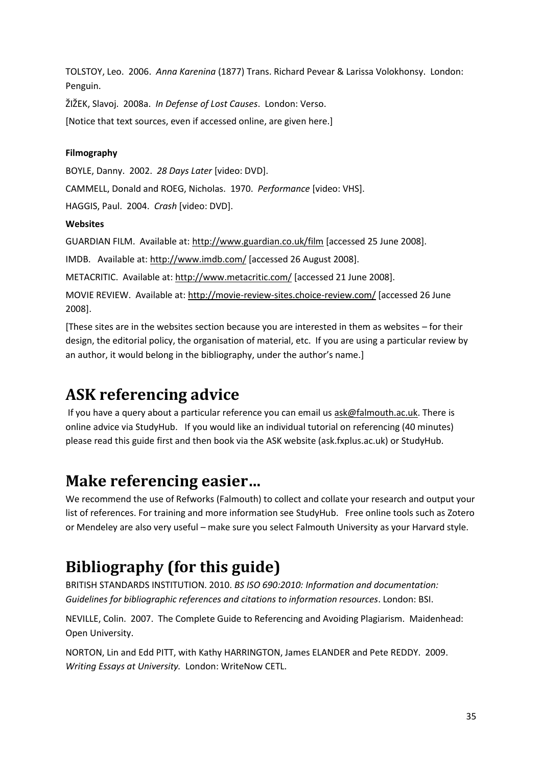TOLSTOY, Leo. 2006. *Anna Karenina* (1877) Trans. Richard Pevear & Larissa Volokhonsy. London: Penguin.

ŽIŽEK, Slavoj. 2008a. *In Defense of Lost Causes*. London: Verso.

[Notice that text sources, even if accessed online, are given here.]

**Filmography**

BOYLE, Danny. 2002. *28 Days Later* [video: DVD].

CAMMELL, Donald and ROEG, Nicholas. 1970. *Performance* [video: VHS].

HAGGIS, Paul. 2004. *Crash* [video: DVD].

**Websites**

GUARDIAN FILM. Available at: http://www.guardian.co.uk/film [accessed 25 June 2008].

IMDB. Available at: http://www.imdb.com/ [accessed 26 August 2008].

METACRITIC. Available at: http://www.metacritic.com/ [accessed 21 June 2008].

MOVIE REVIEW. Available at: http://movie-review-sites.choice-review.com/ [accessed 26 June 2008].

[These sites are in the websites section because you are interested in them as websites – for their design, the editorial policy, the organisation of material, etc. If you are using a particular review by an author, it would belong in the bibliography, under the author's name.]

# ASK referencing advice

If you have a query about a particular reference you can email us ask@falmouth.ac.uk. There is online advice via StudyHub. If you would like an individual tutorial on referencing (40 minutes) please read this guide first and then book via the ASK website (ask.fxplus.ac.uk) or StudyHub.

# Make referencing easier…

We recommend the use of Refworks (Falmouth) to collect and collate your research and output your list of references. For training and more information see StudyHub. Free online tools such as Zotero or Mendeley are also very useful – make sure you select Falmouth University as your Harvard style.

# Bibliography (for this guide)

BRITISH STANDARDS INSTITUTION. 2010. *BS ISO 690:2010: Information and documentation: Guidelines for bibliographic references and citations to information resources*. London: BSI.

NEVILLE, Colin. 2007. The Complete Guide to Referencing and Avoiding Plagiarism. Maidenhead: Open University.

NORTON, Lin and Edd PITT, with Kathy HARRINGTON, James ELANDER and Pete REDDY. 2009. *Writing Essays at University.* London: WriteNow CETL.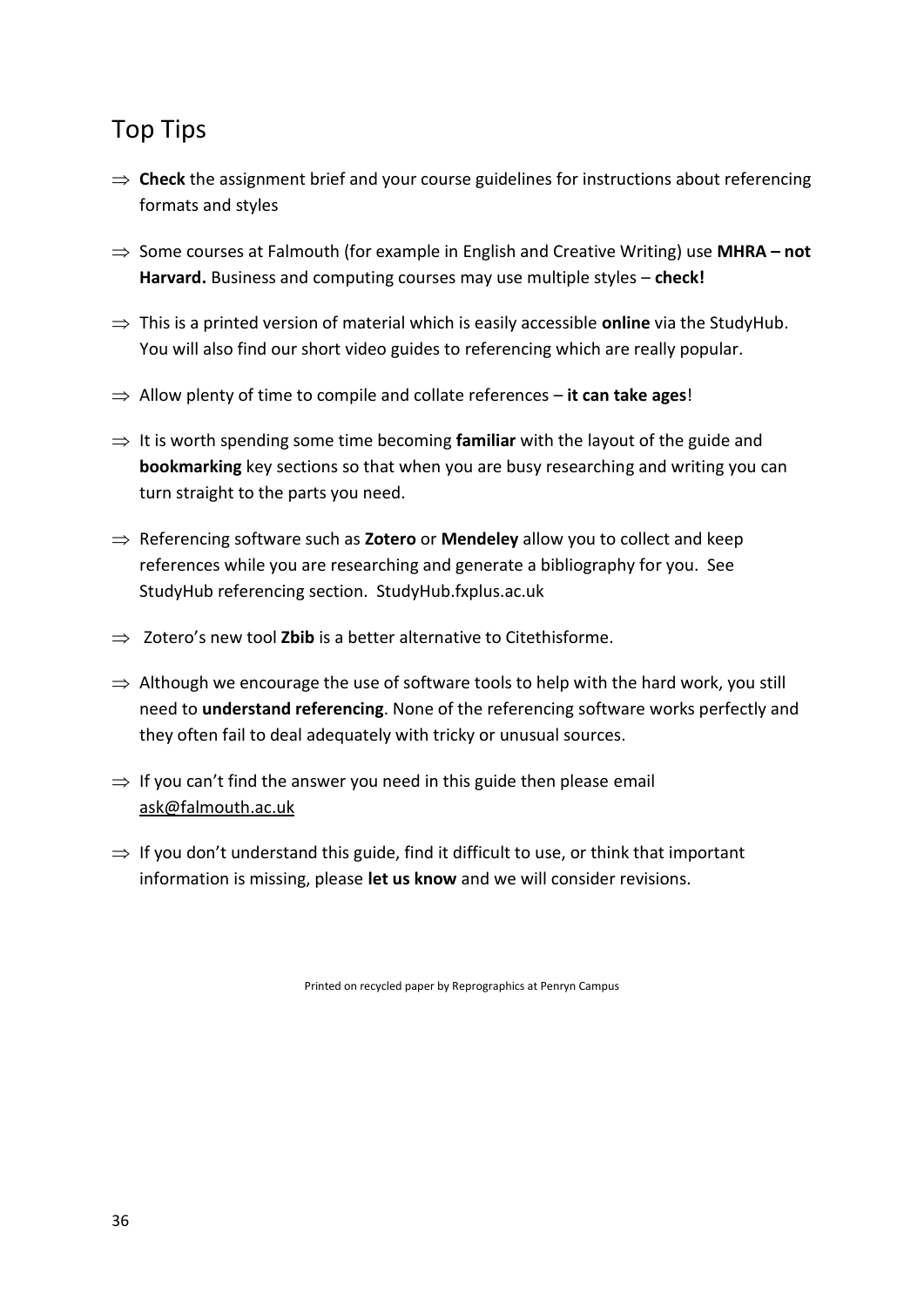## Top Tips

⇒ **Check** the assignment brief and your course guidelines for instructions about referencing formats and styles

⇒ Some courses at Falmouth (for example in English and Creative Writing) use **MHRA – not Harvard.** Business and computing courses may use multiple styles – **check!**

⇒ This is a printed version of material which is easily accessible **online** via the StudyHub. You will also find our short video guides to referencing which are really popular.

⇒ Allow plenty of time to compile and collate references – **it can take ages**!

⇒ It is worth spending some time becoming **familiar** with the layout of the guide and **bookmarking** key sections so that when you are busy researching and writing you can turn straight to the parts you need.

⇒ Referencing software such as **Zotero** or **Mendeley** allow you to collect and keep references while you are researching and generate a bibliography for you. See StudyHub referencing section. StudyHub.fxplus.ac.uk

⇒ Zotero's new tool **Zbib** is a better alternative to Citethisforme.

⇒ Although we encourage the use of software tools to help with the hard work, you still need to **understand referencing**. None of the referencing software works perfectly and they often fail to deal adequately with tricky or unusual sources.

⇒ If you can't find the answer you need in this guide then please email ask@falmouth.ac.uk

⇒ If you don't understand this guide, find it difficult to use, or think that important information is missing, please **let us know** and we will consider revisions.

Printed on recycled paper by Reprographics at Penryn Campus